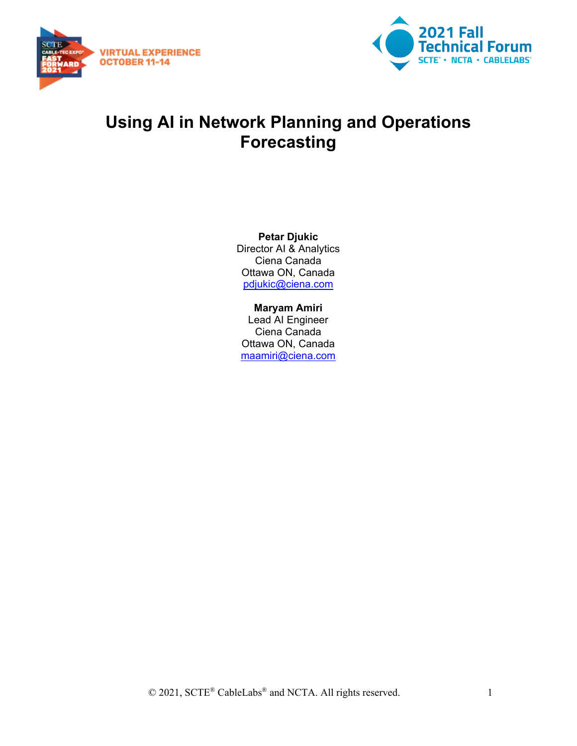# Using AI in Network Planning and Operations Forecasting

**Petar Djukic**
Director AI & Analytics
Ciena Canada
Ottawa ON, Canada
pdjukic@ciena.com

**Maryam Amiri**
Lead AI Engineer
Ciena Canada
Ottawa ON, Canada
maamiri@ciena.com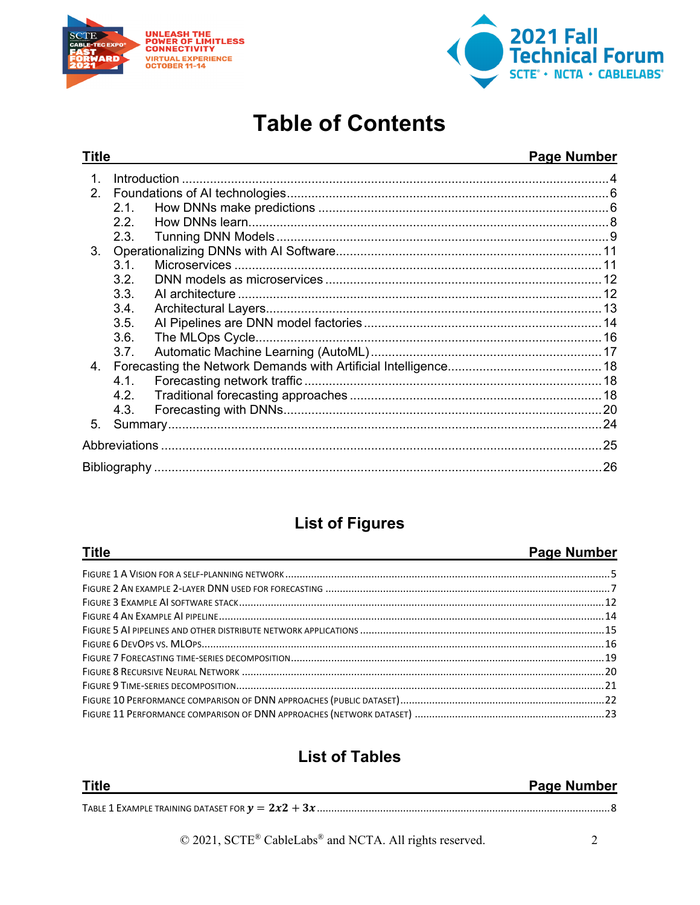# Table of Contents

| Title | Page Number |
|---|---|
| 1. Introduction | 4 |
| 2. Foundations of AI technologies | 6 |
| 2.1. How DNNs make predictions | 6 |
| 2.2. How DNNs learn | 8 |
| 2.3. Tunning DNN Models | 9 |
| 3. Operationalizing DNNs with AI Software | 11 |
| 3.1. Microservices | 11 |
| 3.2. DNN models as microservices | 12 |
| 3.3. AI architecture | 12 |
| 3.4. Architectural Layers | 13 |
| 3.5. AI Pipelines are DNN model factories | 14 |
| 3.6. The MLOps Cycle | 16 |
| 3.7. Automatic Machine Learning (AutoML) | 17 |
| 4. Forecasting the Network Demands with Artificial Intelligence | 18 |
| 4.1. Forecasting network traffic | 18 |
| 4.2. Traditional forecasting approaches | 18 |
| 4.3. Forecasting with DNNs | 20 |
| 5. Summary | 24 |
| Abbreviations | 25 |
| Bibliography | 26 |

## List of Figures

| Title | Page Number |
|---|---|
| Figure 1 A Vision for a self-planning network | 5 |
| Figure 2 An example 2-layer DNN used for forecasting | 7 |
| Figure 3 Example AI software stack | 12 |
| Figure 4 An Example AI pipeline | 14 |
| Figure 5 AI pipelines and other distribute network applications | 15 |
| Figure 6 DevOps vs. MLOps | 16 |
| Figure 7 Forecasting time-series decomposition | 19 |
| Figure 8 Recursive Neural Network | 20 |
| Figure 9 Time-series decomposition | 21 |
| Figure 10 Performance comparison of DNN approaches (public dataset) | 22 |
| Figure 11 Performance comparison of DNN approaches (network dataset) | 23 |

## List of Tables

| Title | Page Number |
|---|---|
| Table 1 Example training dataset for $y = 2x2 + 3x$ | 8 |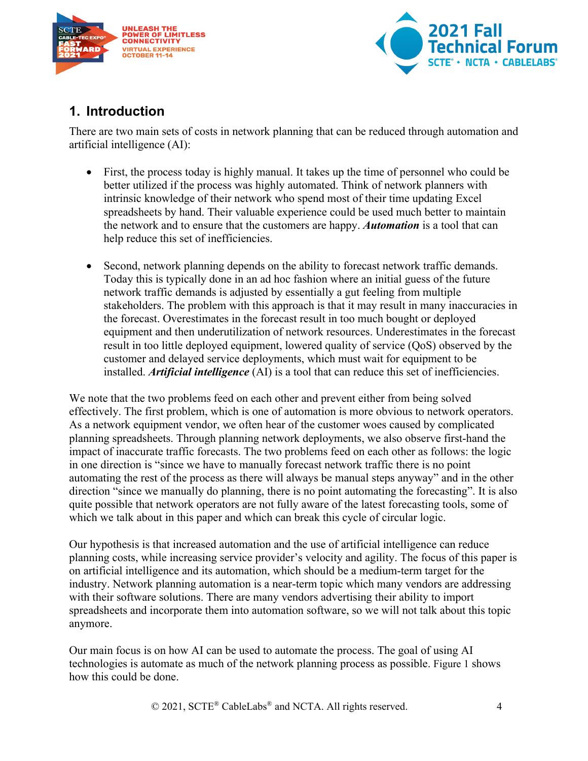## 1. Introduction

There are two main sets of costs in network planning that can be reduced through automation and artificial intelligence (AI):

- First, the process today is highly manual. It takes up the time of personnel who could be better utilized if the process was highly automated. Think of network planners with intrinsic knowledge of their network who spend most of their time updating Excel spreadsheets by hand. Their valuable experience could be used much better to maintain the network and to ensure that the customers are happy. ***Automation*** is a tool that can help reduce this set of inefficiencies.

- Second, network planning depends on the ability to forecast network traffic demands. Today this is typically done in an ad hoc fashion where an initial guess of the future network traffic demands is adjusted by essentially a gut feeling from multiple stakeholders. The problem with this approach is that it may result in many inaccuracies in the forecast. Overestimates in the forecast result in too much bought or deployed equipment and then underutilization of network resources. Underestimates in the forecast result in too little deployed equipment, lowered quality of service (QoS) observed by the customer and delayed service deployments, which must wait for equipment to be installed. ***Artificial intelligence*** (AI) is a tool that can reduce this set of inefficiencies.

We note that the two problems feed on each other and prevent either from being solved effectively. The first problem, which is one of automation is more obvious to network operators. As a network equipment vendor, we often hear of the customer woes caused by complicated planning spreadsheets. Through planning network deployments, we also observe first-hand the impact of inaccurate traffic forecasts. The two problems feed on each other as follows: the logic in one direction is "since we have to manually forecast network traffic there is no point automating the rest of the process as there will always be manual steps anyway" and in the other direction "since we manually do planning, there is no point automating the forecasting". It is also quite possible that network operators are not fully aware of the latest forecasting tools, some of which we talk about in this paper and which can break this cycle of circular logic.

Our hypothesis is that increased automation and the use of artificial intelligence can reduce planning costs, while increasing service provider's velocity and agility. The focus of this paper is on artificial intelligence and its automation, which should be a medium-term target for the industry. Network planning automation is a near-term topic which many vendors are addressing with their software solutions. There are many vendors advertising their ability to import spreadsheets and incorporate them into automation software, so we will not talk about this topic anymore.

Our main focus is on how AI can be used to automate the process. The goal of using AI technologies is automate as much of the network planning process as possible. Figure 1 shows how this could be done.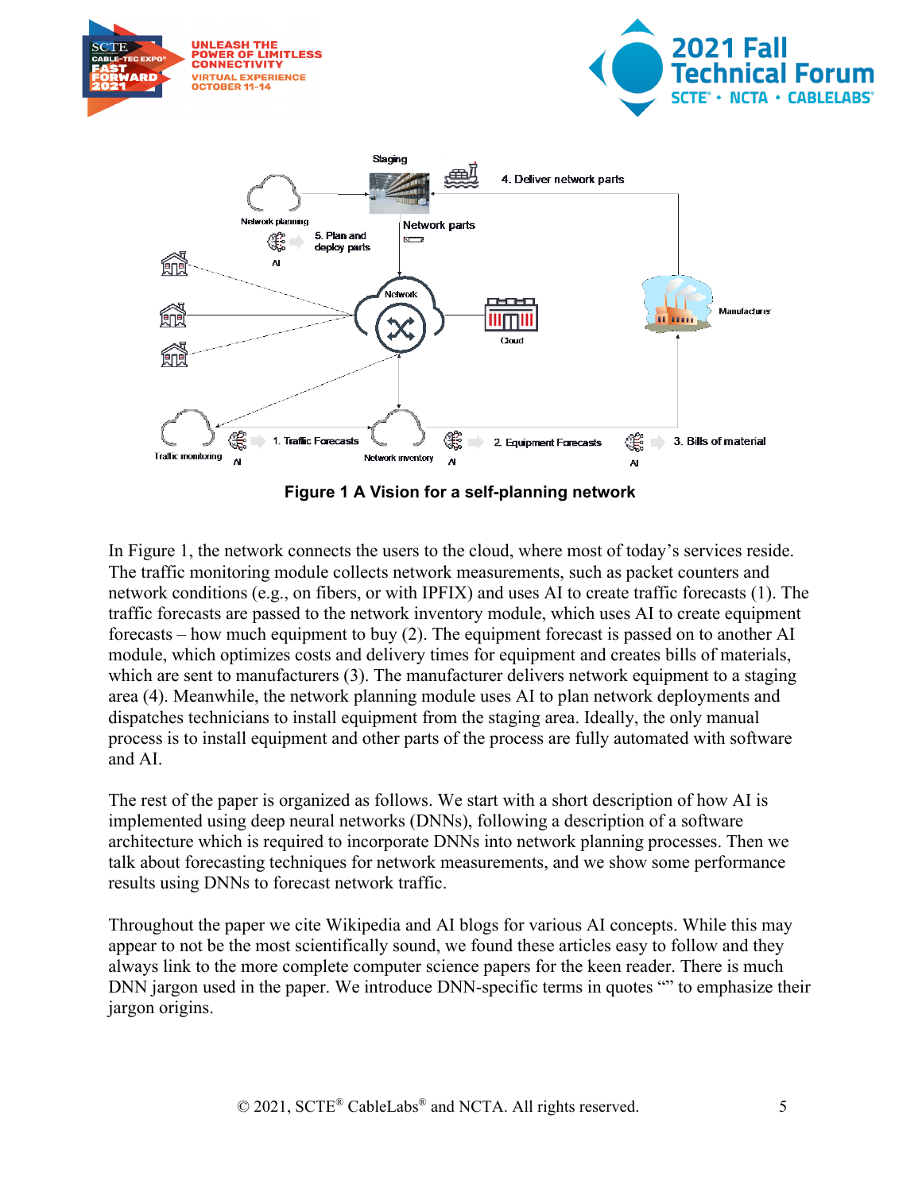**Figure 1 A Vision for a self-planning network**

In Figure 1, the network connects the users to the cloud, where most of today's services reside. The traffic monitoring module collects network measurements, such as packet counters and network conditions (e.g., on fibers, or with IPFIX) and uses AI to create traffic forecasts (1). The traffic forecasts are passed to the network inventory module, which uses AI to create equipment forecasts – how much equipment to buy (2). The equipment forecast is passed on to another AI module, which optimizes costs and delivery times for equipment and creates bills of materials, which are sent to manufacturers (3). The manufacturer delivers network equipment to a staging area (4). Meanwhile, the network planning module uses AI to plan network deployments and dispatches technicians to install equipment from the staging area. Ideally, the only manual process is to install equipment and other parts of the process are fully automated with software and AI.

The rest of the paper is organized as follows. We start with a short description of how AI is implemented using deep neural networks (DNNs), following a description of a software architecture which is required to incorporate DNNs into network planning processes. Then we talk about forecasting techniques for network measurements, and we show some performance results using DNNs to forecast network traffic.

Throughout the paper we cite Wikipedia and AI blogs for various AI concepts. While this may appear to not be the most scientifically sound, we found these articles easy to follow and they always link to the more complete computer science papers for the keen reader. There is much DNN jargon used in the paper. We introduce DNN-specific terms in quotes "" to emphasize their jargon origins.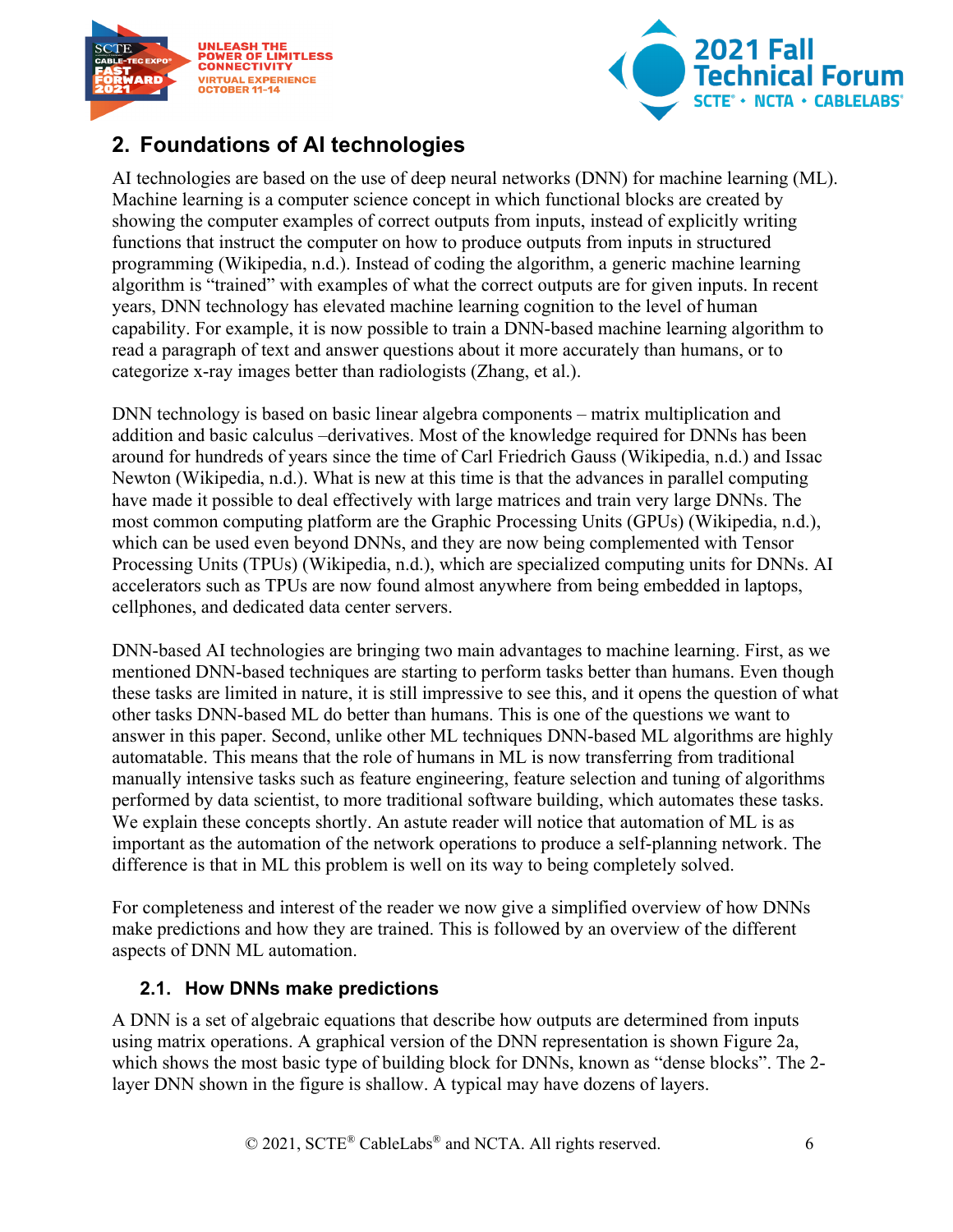## 2. Foundations of AI technologies

AI technologies are based on the use of deep neural networks (DNN) for machine learning (ML). Machine learning is a computer science concept in which functional blocks are created by showing the computer examples of correct outputs from inputs, instead of explicitly writing functions that instruct the computer on how to produce outputs from inputs in structured programming (Wikipedia, n.d.). Instead of coding the algorithm, a generic machine learning algorithm is "trained" with examples of what the correct outputs are for given inputs. In recent years, DNN technology has elevated machine learning cognition to the level of human capability. For example, it is now possible to train a DNN-based machine learning algorithm to read a paragraph of text and answer questions about it more accurately than humans, or to categorize x-ray images better than radiologists (Zhang, et al.).

DNN technology is based on basic linear algebra components – matrix multiplication and addition and basic calculus –derivatives. Most of the knowledge required for DNNs has been around for hundreds of years since the time of Carl Friedrich Gauss (Wikipedia, n.d.) and Issac Newton (Wikipedia, n.d.). What is new at this time is that the advances in parallel computing have made it possible to deal effectively with large matrices and train very large DNNs. The most common computing platform are the Graphic Processing Units (GPUs) (Wikipedia, n.d.), which can be used even beyond DNNs, and they are now being complemented with Tensor Processing Units (TPUs) (Wikipedia, n.d.), which are specialized computing units for DNNs. AI accelerators such as TPUs are now found almost anywhere from being embedded in laptops, cellphones, and dedicated data center servers.

DNN-based AI technologies are bringing two main advantages to machine learning. First, as we mentioned DNN-based techniques are starting to perform tasks better than humans. Even though these tasks are limited in nature, it is still impressive to see this, and it opens the question of what other tasks DNN-based ML do better than humans. This is one of the questions we want to answer in this paper. Second, unlike other ML techniques DNN-based ML algorithms are highly automatable. This means that the role of humans in ML is now transferring from traditional manually intensive tasks such as feature engineering, feature selection and tuning of algorithms performed by data scientist, to more traditional software building, which automates these tasks. We explain these concepts shortly. An astute reader will notice that automation of ML is as important as the automation of the network operations to produce a self-planning network. The difference is that in ML this problem is well on its way to being completely solved.

For completeness and interest of the reader we now give a simplified overview of how DNNs make predictions and how they are trained. This is followed by an overview of the different aspects of DNN ML automation.

### 2.1. How DNNs make predictions

A DNN is a set of algebraic equations that describe how outputs are determined from inputs using matrix operations. A graphical version of the DNN representation is shown Figure 2a, which shows the most basic type of building block for DNNs, known as "dense blocks". The 2-layer DNN shown in the figure is shallow. A typical may have dozens of layers.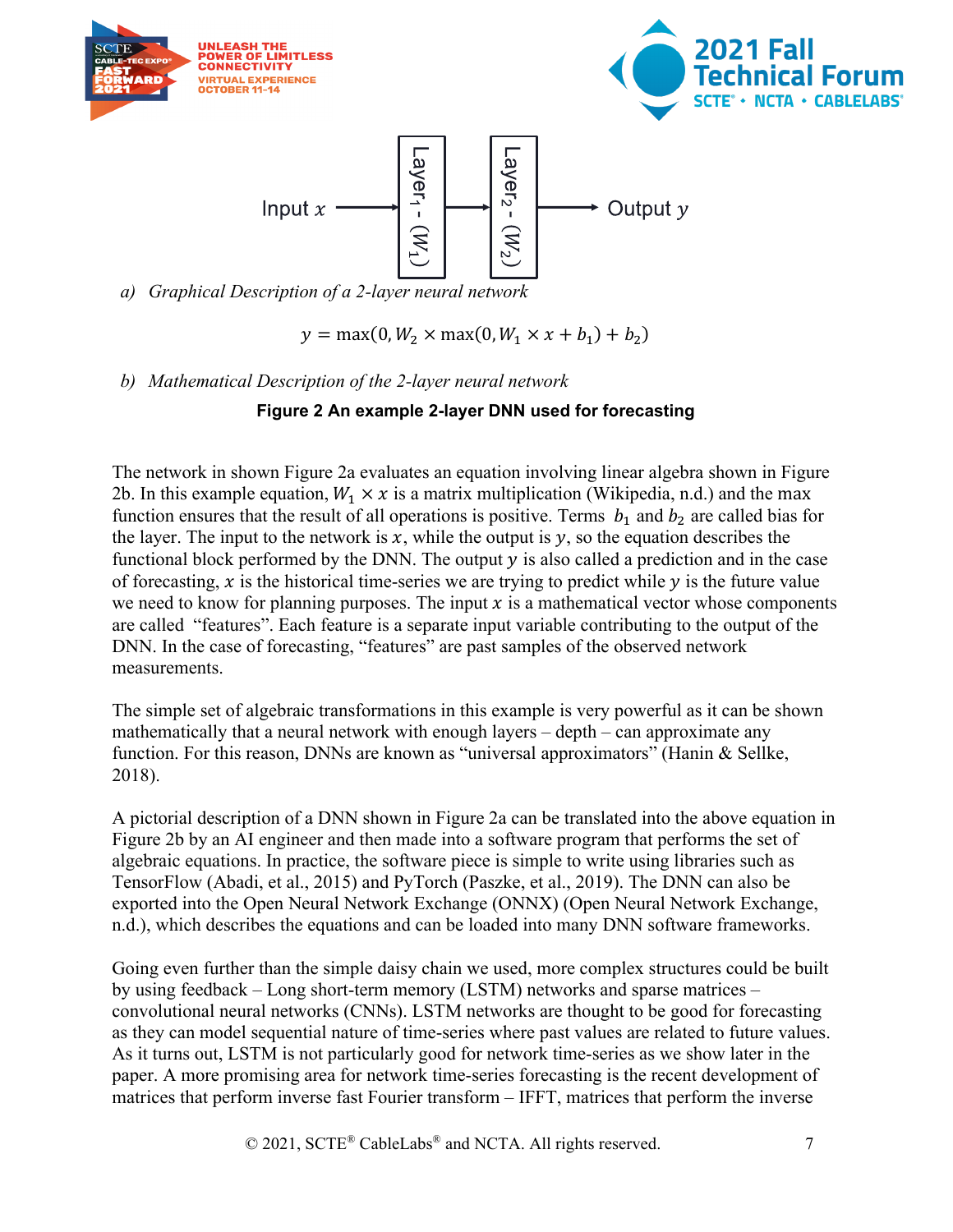Input $x$ → Layer$_1$ - ($W_1$) → Layer$_2$ - ($W_2$) → Output $y$

*a) Graphical Description of a 2-layer neural network*

$$y = \max(0, W_2 \times \max(0, W_1 \times x + b_1) + b_2)$$

*b) Mathematical Description of the 2-layer neural network*

**Figure 2 An example 2-layer DNN used for forecasting**

The network in shown Figure 2a evaluates an equation involving linear algebra shown in Figure 2b. In this example equation, $W_1 \times x$ is a matrix multiplication (Wikipedia, n.d.) and the max function ensures that the result of all operations is positive. Terms $b_1$ and $b_2$ are called bias for the layer. The input to the network is $x$, while the output is $y$, so the equation describes the functional block performed by the DNN. The output $y$ is also called a prediction and in the case of forecasting, $x$ is the historical time-series we are trying to predict while $y$ is the future value we need to know for planning purposes. The input $x$ is a mathematical vector whose components are called "features". Each feature is a separate input variable contributing to the output of the DNN. In the case of forecasting, "features" are past samples of the observed network measurements.

The simple set of algebraic transformations in this example is very powerful as it can be shown mathematically that a neural network with enough layers – depth – can approximate any function. For this reason, DNNs are known as "universal approximators" (Hanin & Sellke, 2018).

A pictorial description of a DNN shown in Figure 2a can be translated into the above equation in Figure 2b by an AI engineer and then made into a software program that performs the set of algebraic equations. In practice, the software piece is simple to write using libraries such as TensorFlow (Abadi, et al., 2015) and PyTorch (Paszke, et al., 2019). The DNN can also be exported into the Open Neural Network Exchange (ONNX) (Open Neural Network Exchange, n.d.), which describes the equations and can be loaded into many DNN software frameworks.

Going even further than the simple daisy chain we used, more complex structures could be built by using feedback – Long short-term memory (LSTM) networks and sparse matrices – convolutional neural networks (CNNs). LSTM networks are thought to be good for forecasting as they can model sequential nature of time-series where past values are related to future values. As it turns out, LSTM is not particularly good for network time-series as we show later in the paper. A more promising area for network time-series forecasting is the recent development of matrices that perform inverse fast Fourier transform – IFFT, matrices that perform the inverse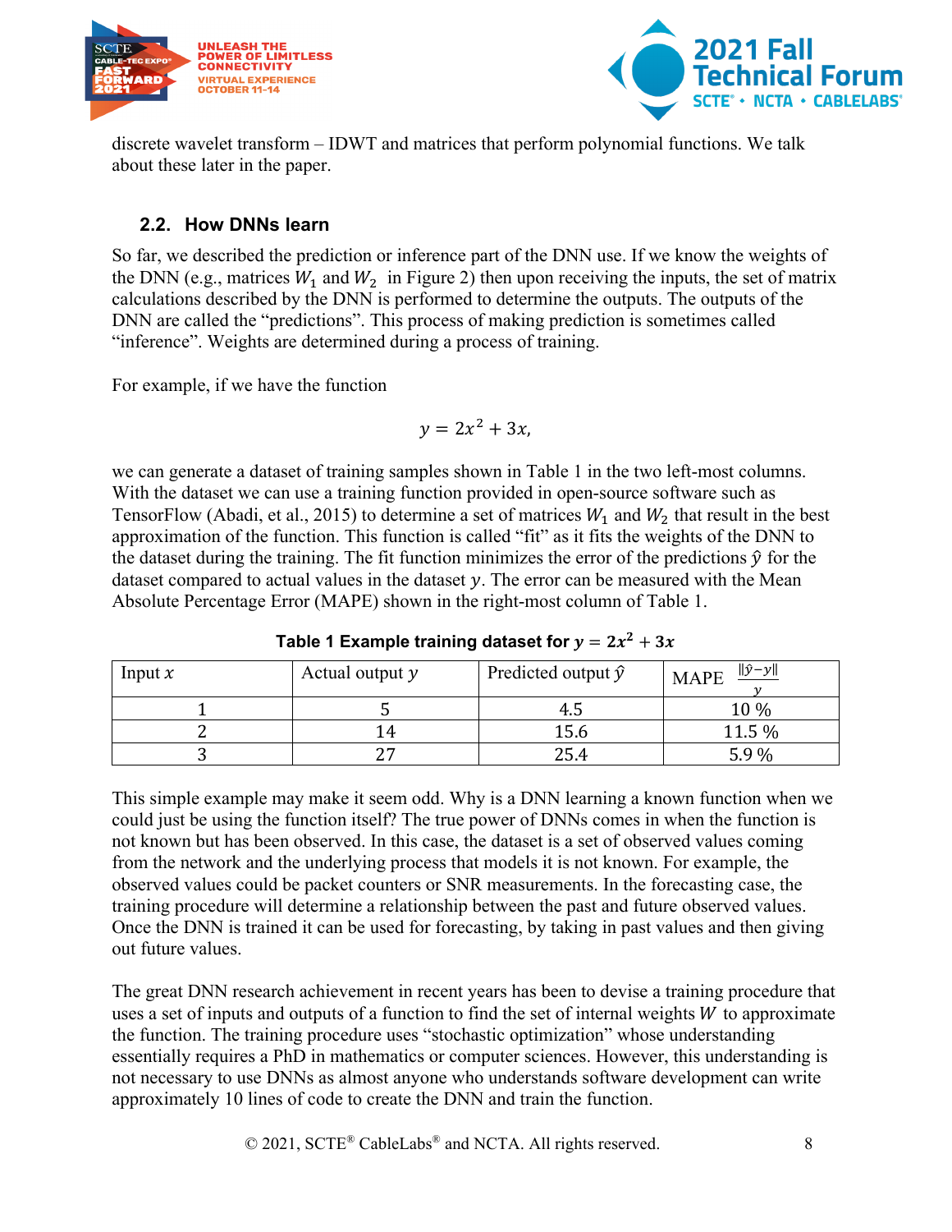discrete wavelet transform – IDWT and matrices that perform polynomial functions. We talk about these later in the paper.

### 2.2. How DNNs learn

So far, we described the prediction or inference part of the DNN use. If we know the weights of the DNN (e.g., matrices $W_1$ and $W_2$ in Figure 2) then upon receiving the inputs, the set of matrix calculations described by the DNN is performed to determine the outputs. The outputs of the DNN are called the "predictions". This process of making prediction is sometimes called "inference". Weights are determined during a process of training.

For example, if we have the function

$$y = 2x^2 + 3x,$$

we can generate a dataset of training samples shown in Table 1 in the two left-most columns. With the dataset we can use a training function provided in open-source software such as TensorFlow (Abadi, et al., 2015) to determine a set of matrices $W_1$ and $W_2$ that result in the best approximation of the function. This function is called "fit" as it fits the weights of the DNN to the dataset during the training. The fit function minimizes the error of the predictions $\hat{y}$ for the dataset compared to actual values in the dataset $y$. The error can be measured with the Mean Absolute Percentage Error (MAPE) shown in the right-most column of Table 1.

**Table 1 Example training dataset for $y = 2x^2 + 3x$**

| Input $x$ | Actual output $y$ | Predicted output $\hat{y}$ | MAPE $\frac{\lVert\hat{y}-y\rVert}{y}$ |
|---|---|---|---|
| 1 | 5 | 4.5 | 10 % |
| 2 | 14 | 15.6 | 11.5 % |
| 3 | 27 | 25.4 | 5.9 % |

This simple example may make it seem odd. Why is a DNN learning a known function when we could just be using the function itself? The true power of DNNs comes in when the function is not known but has been observed. In this case, the dataset is a set of observed values coming from the network and the underlying process that models it is not known. For example, the observed values could be packet counters or SNR measurements. In the forecasting case, the training procedure will determine a relationship between the past and future observed values. Once the DNN is trained it can be used for forecasting, by taking in past values and then giving out future values.

The great DNN research achievement in recent years has been to devise a training procedure that uses a set of inputs and outputs of a function to find the set of internal weights $W$ to approximate the function. The training procedure uses "stochastic optimization" whose understanding essentially requires a PhD in mathematics or computer sciences. However, this understanding is not necessary to use DNNs as almost anyone who understands software development can write approximately 10 lines of code to create the DNN and train the function.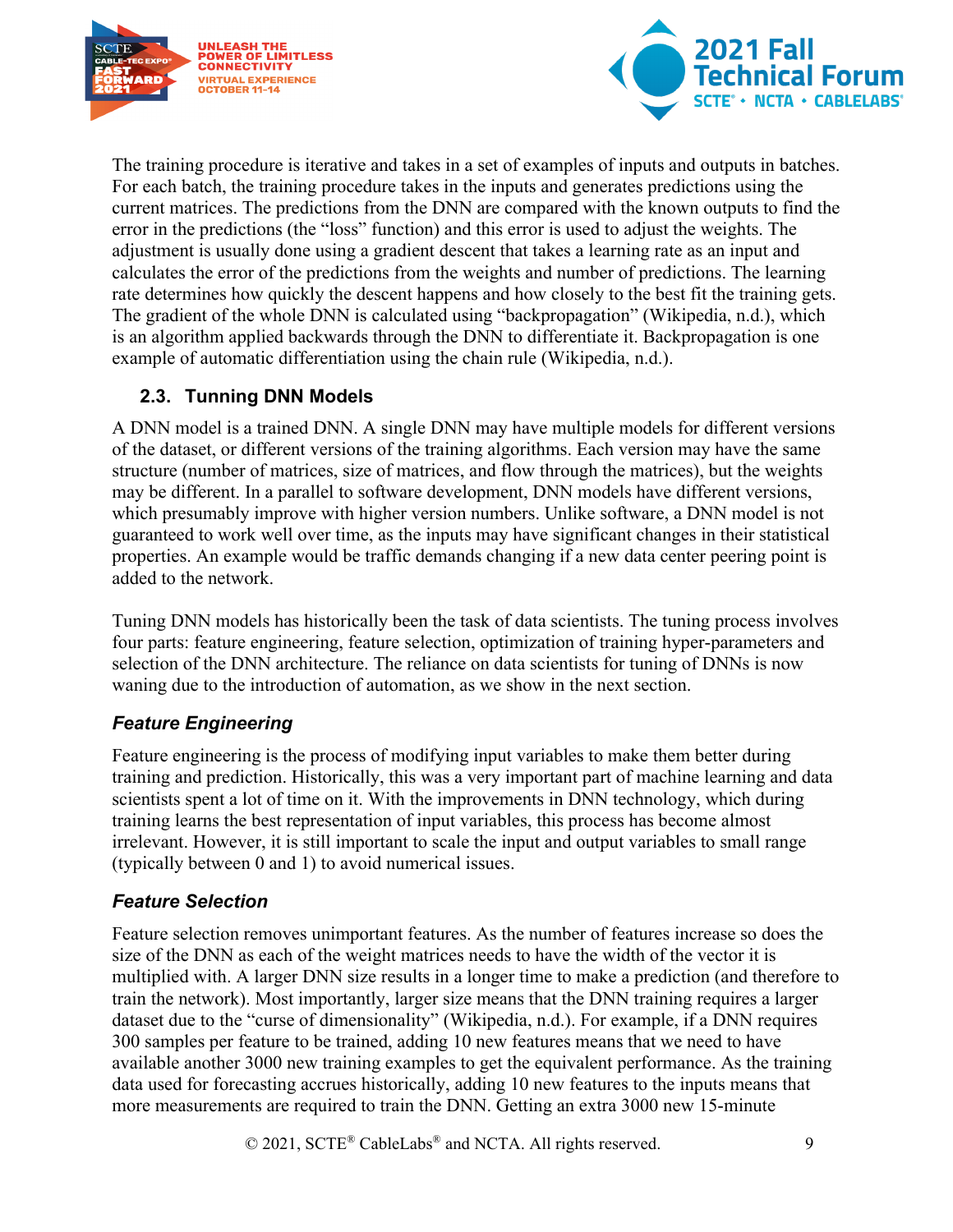The training procedure is iterative and takes in a set of examples of inputs and outputs in batches. For each batch, the training procedure takes in the inputs and generates predictions using the current matrices. The predictions from the DNN are compared with the known outputs to find the error in the predictions (the "loss" function) and this error is used to adjust the weights. The adjustment is usually done using a gradient descent that takes a learning rate as an input and calculates the error of the predictions from the weights and number of predictions. The learning rate determines how quickly the descent happens and how closely to the best fit the training gets. The gradient of the whole DNN is calculated using "backpropagation" (Wikipedia, n.d.), which is an algorithm applied backwards through the DNN to differentiate it. Backpropagation is one example of automatic differentiation using the chain rule (Wikipedia, n.d.).

### 2.3. Tunning DNN Models

A DNN model is a trained DNN. A single DNN may have multiple models for different versions of the dataset, or different versions of the training algorithms. Each version may have the same structure (number of matrices, size of matrices, and flow through the matrices), but the weights may be different. In a parallel to software development, DNN models have different versions, which presumably improve with higher version numbers. Unlike software, a DNN model is not guaranteed to work well over time, as the inputs may have significant changes in their statistical properties. An example would be traffic demands changing if a new data center peering point is added to the network.

Tuning DNN models has historically been the task of data scientists. The tuning process involves four parts: feature engineering, feature selection, optimization of training hyper-parameters and selection of the DNN architecture. The reliance on data scientists for tuning of DNNs is now waning due to the introduction of automation, as we show in the next section.

#### *Feature Engineering*

Feature engineering is the process of modifying input variables to make them better during training and prediction. Historically, this was a very important part of machine learning and data scientists spent a lot of time on it. With the improvements in DNN technology, which during training learns the best representation of input variables, this process has become almost irrelevant. However, it is still important to scale the input and output variables to small range (typically between 0 and 1) to avoid numerical issues.

#### *Feature Selection*

Feature selection removes unimportant features. As the number of features increase so does the size of the DNN as each of the weight matrices needs to have the width of the vector it is multiplied with. A larger DNN size results in a longer time to make a prediction (and therefore to train the network). Most importantly, larger size means that the DNN training requires a larger dataset due to the "curse of dimensionality" (Wikipedia, n.d.). For example, if a DNN requires 300 samples per feature to be trained, adding 10 new features means that we need to have available another 3000 new training examples to get the equivalent performance. As the training data used for forecasting accrues historically, adding 10 new features to the inputs means that more measurements are required to train the DNN. Getting an extra 3000 new 15-minute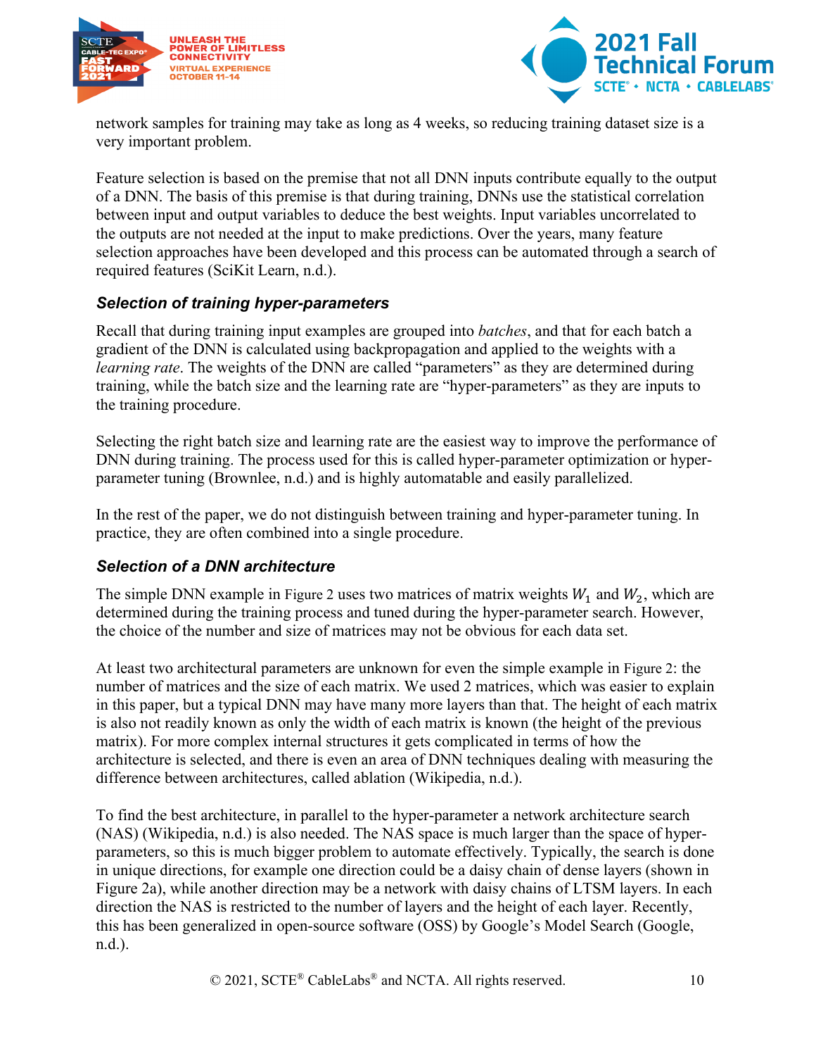network samples for training may take as long as 4 weeks, so reducing training dataset size is a very important problem.

Feature selection is based on the premise that not all DNN inputs contribute equally to the output of a DNN. The basis of this premise is that during training, DNNs use the statistical correlation between input and output variables to deduce the best weights. Input variables uncorrelated to the outputs are not needed at the input to make predictions. Over the years, many feature selection approaches have been developed and this process can be automated through a search of required features (SciKit Learn, n.d.).

### *Selection of training hyper-parameters*

Recall that during training input examples are grouped into *batches*, and that for each batch a gradient of the DNN is calculated using backpropagation and applied to the weights with a *learning rate*. The weights of the DNN are called "parameters" as they are determined during training, while the batch size and the learning rate are "hyper-parameters" as they are inputs to the training procedure.

Selecting the right batch size and learning rate are the easiest way to improve the performance of DNN during training. The process used for this is called hyper-parameter optimization or hyper-parameter tuning (Brownlee, n.d.) and is highly automatable and easily parallelized.

In the rest of the paper, we do not distinguish between training and hyper-parameter tuning. In practice, they are often combined into a single procedure.

### *Selection of a DNN architecture*

The simple DNN example in Figure 2 uses two matrices of matrix weights $W_1$ and $W_2$, which are determined during the training process and tuned during the hyper-parameter search. However, the choice of the number and size of matrices may not be obvious for each data set.

At least two architectural parameters are unknown for even the simple example in Figure 2: the number of matrices and the size of each matrix. We used 2 matrices, which was easier to explain in this paper, but a typical DNN may have many more layers than that. The height of each matrix is also not readily known as only the width of each matrix is known (the height of the previous matrix). For more complex internal structures it gets complicated in terms of how the architecture is selected, and there is even an area of DNN techniques dealing with measuring the difference between architectures, called ablation (Wikipedia, n.d.).

To find the best architecture, in parallel to the hyper-parameter a network architecture search (NAS) (Wikipedia, n.d.) is also needed. The NAS space is much larger than the space of hyper-parameters, so this is much bigger problem to automate effectively. Typically, the search is done in unique directions, for example one direction could be a daisy chain of dense layers (shown in Figure 2a), while another direction may be a network with daisy chains of LTSM layers. In each direction the NAS is restricted to the number of layers and the height of each layer. Recently, this has been generalized in open-source software (OSS) by Google's Model Search (Google, n.d.).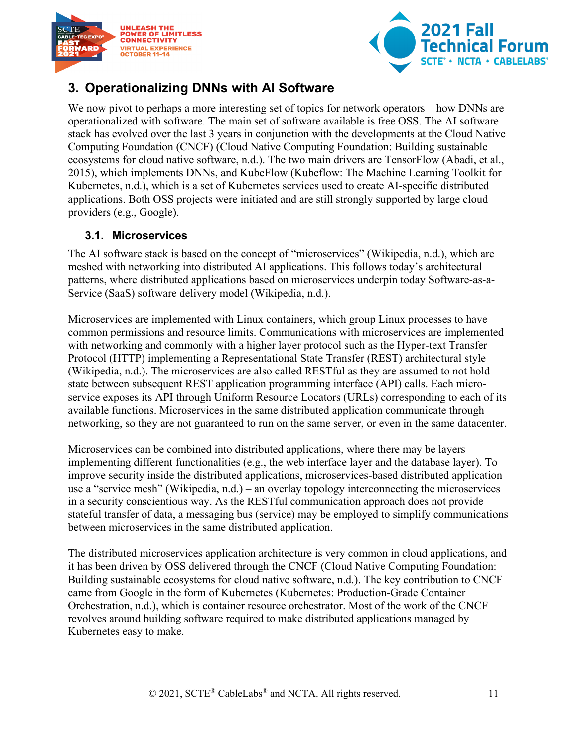# 3. Operationalizing DNNs with AI Software

We now pivot to perhaps a more interesting set of topics for network operators – how DNNs are operationalized with software. The main set of software available is free OSS. The AI software stack has evolved over the last 3 years in conjunction with the developments at the Cloud Native Computing Foundation (CNCF) (Cloud Native Computing Foundation: Building sustainable ecosystems for cloud native software, n.d.). The two main drivers are TensorFlow (Abadi, et al., 2015), which implements DNNs, and KubeFlow (Kubeflow: The Machine Learning Toolkit for Kubernetes, n.d.), which is a set of Kubernetes services used to create AI-specific distributed applications. Both OSS projects were initiated and are still strongly supported by large cloud providers (e.g., Google).

## 3.1. Microservices

The AI software stack is based on the concept of "microservices" (Wikipedia, n.d.), which are meshed with networking into distributed AI applications. This follows today's architectural patterns, where distributed applications based on microservices underpin today Software-as-a-Service (SaaS) software delivery model (Wikipedia, n.d.).

Microservices are implemented with Linux containers, which group Linux processes to have common permissions and resource limits. Communications with microservices are implemented with networking and commonly with a higher layer protocol such as the Hyper-text Transfer Protocol (HTTP) implementing a Representational State Transfer (REST) architectural style (Wikipedia, n.d.). The microservices are also called RESTful as they are assumed to not hold state between subsequent REST application programming interface (API) calls. Each micro-service exposes its API through Uniform Resource Locators (URLs) corresponding to each of its available functions. Microservices in the same distributed application communicate through networking, so they are not guaranteed to run on the same server, or even in the same datacenter.

Microservices can be combined into distributed applications, where there may be layers implementing different functionalities (e.g., the web interface layer and the database layer). To improve security inside the distributed applications, microservices-based distributed application use a "service mesh" (Wikipedia, n.d.) – an overlay topology interconnecting the microservices in a security conscientious way. As the RESTful communication approach does not provide stateful transfer of data, a messaging bus (service) may be employed to simplify communications between microservices in the same distributed application.

The distributed microservices application architecture is very common in cloud applications, and it has been driven by OSS delivered through the CNCF (Cloud Native Computing Foundation: Building sustainable ecosystems for cloud native software, n.d.). The key contribution to CNCF came from Google in the form of Kubernetes (Kubernetes: Production-Grade Container Orchestration, n.d.), which is container resource orchestrator. Most of the work of the CNCF revolves around building software required to make distributed applications managed by Kubernetes easy to make.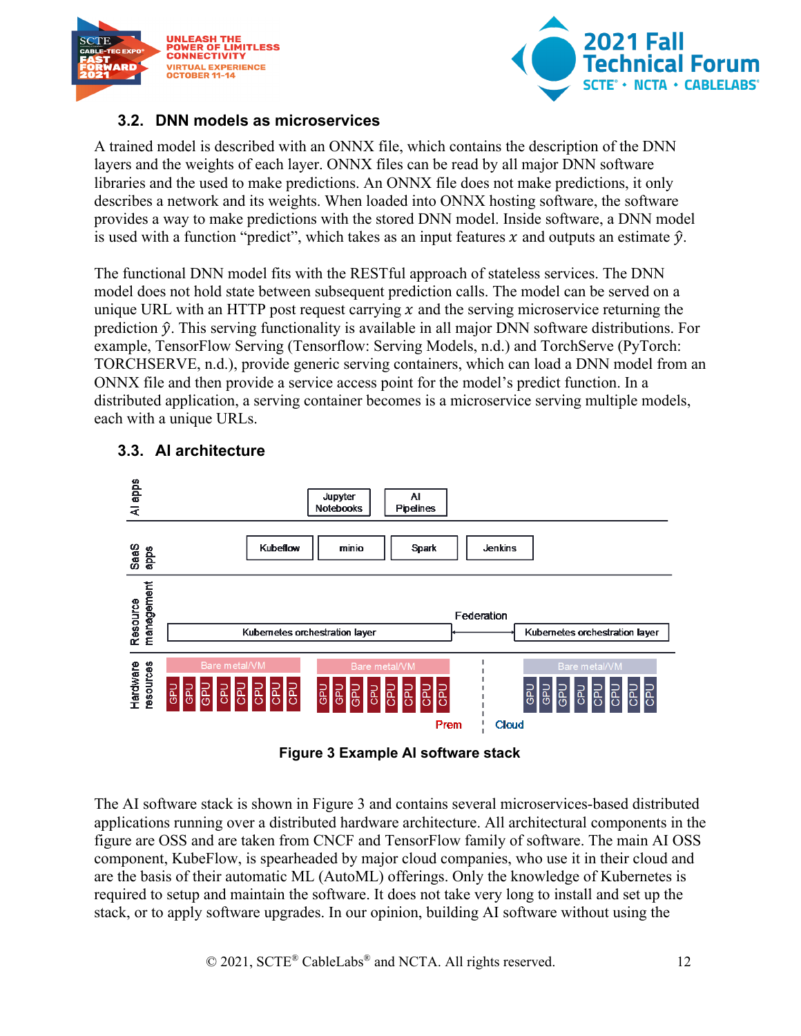### 3.2. DNN models as microservices

A trained model is described with an ONNX file, which contains the description of the DNN layers and the weights of each layer. ONNX files can be read by all major DNN software libraries and the used to make predictions. An ONNX file does not make predictions, it only describes a network and its weights. When loaded into ONNX hosting software, the software provides a way to make predictions with the stored DNN model. Inside software, a DNN model is used with a function "predict", which takes as an input features $x$ and outputs an estimate $\hat{y}$.

The functional DNN model fits with the RESTful approach of stateless services. The DNN model does not hold state between subsequent prediction calls. The model can be served on a unique URL with an HTTP post request carrying $x$ and the serving microservice returning the prediction $\hat{y}$. This serving functionality is available in all major DNN software distributions. For example, TensorFlow Serving (Tensorflow: Serving Models, n.d.) and TorchServe (PyTorch: TORCHSERVE, n.d.), provide generic serving containers, which can load a DNN model from an ONNX file and then provide a service access point for the model's predict function. In a distributed application, a serving container becomes is a microservice serving multiple models, each with a unique URLs.

### 3.3. AI architecture

**Figure 3 Example AI software stack**

The AI software stack is shown in Figure 3 and contains several microservices-based distributed applications running over a distributed hardware architecture. All architectural components in the figure are OSS and are taken from CNCF and TensorFlow family of software. The main AI OSS component, KubeFlow, is spearheaded by major cloud companies, who use it in their cloud and are the basis of their automatic ML (AutoML) offerings. Only the knowledge of Kubernetes is required to setup and maintain the software. It does not take very long to install and set up the stack, or to apply software upgrades. In our opinion, building AI software without using the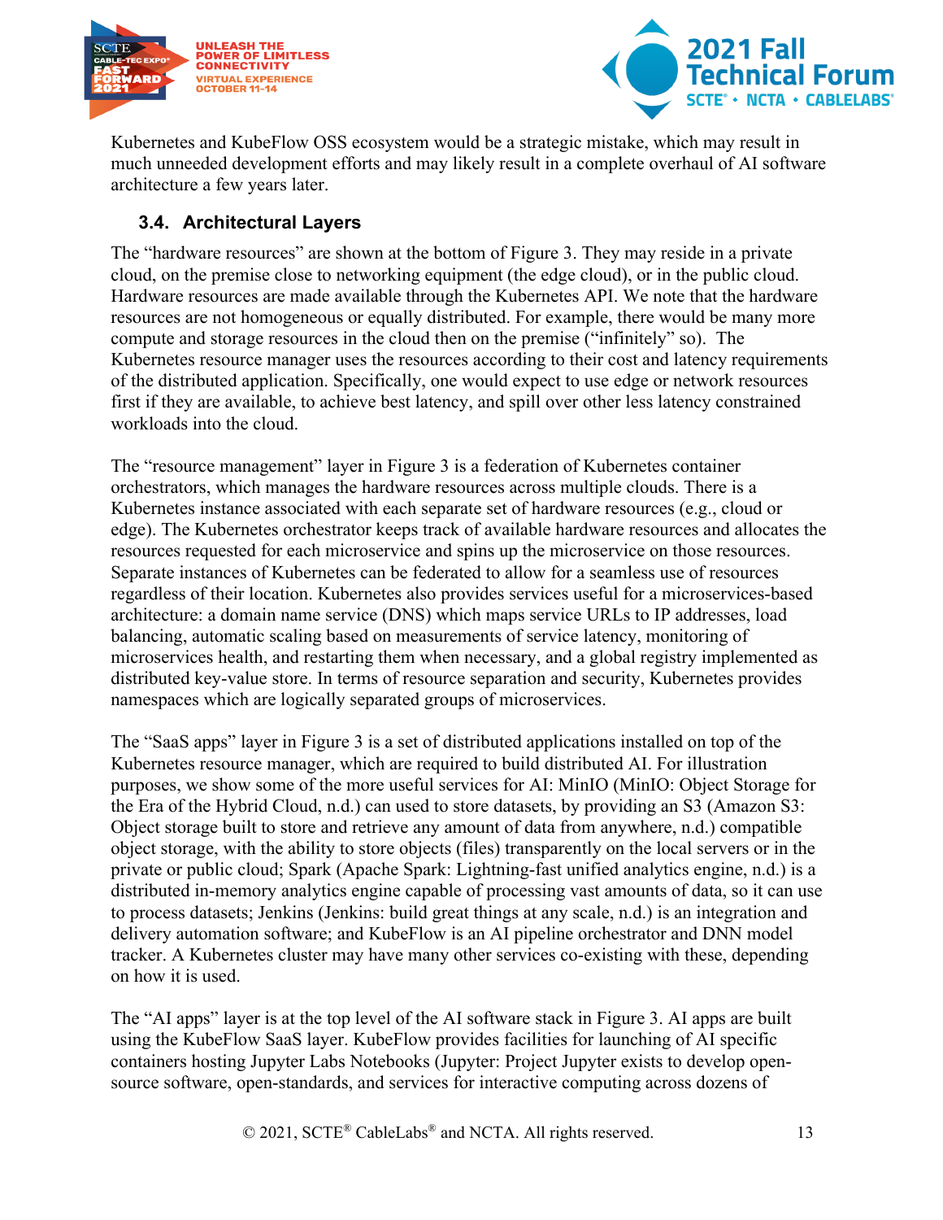Kubernetes and KubeFlow OSS ecosystem would be a strategic mistake, which may result in much unneeded development efforts and may likely result in a complete overhaul of AI software architecture a few years later.

### 3.4. Architectural Layers

The "hardware resources" are shown at the bottom of Figure 3. They may reside in a private cloud, on the premise close to networking equipment (the edge cloud), or in the public cloud. Hardware resources are made available through the Kubernetes API. We note that the hardware resources are not homogeneous or equally distributed. For example, there would be many more compute and storage resources in the cloud then on the premise ("infinitely" so). The Kubernetes resource manager uses the resources according to their cost and latency requirements of the distributed application. Specifically, one would expect to use edge or network resources first if they are available, to achieve best latency, and spill over other less latency constrained workloads into the cloud.

The "resource management" layer in Figure 3 is a federation of Kubernetes container orchestrators, which manages the hardware resources across multiple clouds. There is a Kubernetes instance associated with each separate set of hardware resources (e.g., cloud or edge). The Kubernetes orchestrator keeps track of available hardware resources and allocates the resources requested for each microservice and spins up the microservice on those resources. Separate instances of Kubernetes can be federated to allow for a seamless use of resources regardless of their location. Kubernetes also provides services useful for a microservices-based architecture: a domain name service (DNS) which maps service URLs to IP addresses, load balancing, automatic scaling based on measurements of service latency, monitoring of microservices health, and restarting them when necessary, and a global registry implemented as distributed key-value store. In terms of resource separation and security, Kubernetes provides namespaces which are logically separated groups of microservices.

The "SaaS apps" layer in Figure 3 is a set of distributed applications installed on top of the Kubernetes resource manager, which are required to build distributed AI. For illustration purposes, we show some of the more useful services for AI: MinIO (MinIO: Object Storage for the Era of the Hybrid Cloud, n.d.) can used to store datasets, by providing an S3 (Amazon S3: Object storage built to store and retrieve any amount of data from anywhere, n.d.) compatible object storage, with the ability to store objects (files) transparently on the local servers or in the private or public cloud; Spark (Apache Spark: Lightning-fast unified analytics engine, n.d.) is a distributed in-memory analytics engine capable of processing vast amounts of data, so it can use to process datasets; Jenkins (Jenkins: build great things at any scale, n.d.) is an integration and delivery automation software; and KubeFlow is an AI pipeline orchestrator and DNN model tracker. A Kubernetes cluster may have many other services co-existing with these, depending on how it is used.

The "AI apps" layer is at the top level of the AI software stack in Figure 3. AI apps are built using the KubeFlow SaaS layer. KubeFlow provides facilities for launching of AI specific containers hosting Jupyter Labs Notebooks (Jupyter: Project Jupyter exists to develop open-source software, open-standards, and services for interactive computing across dozens of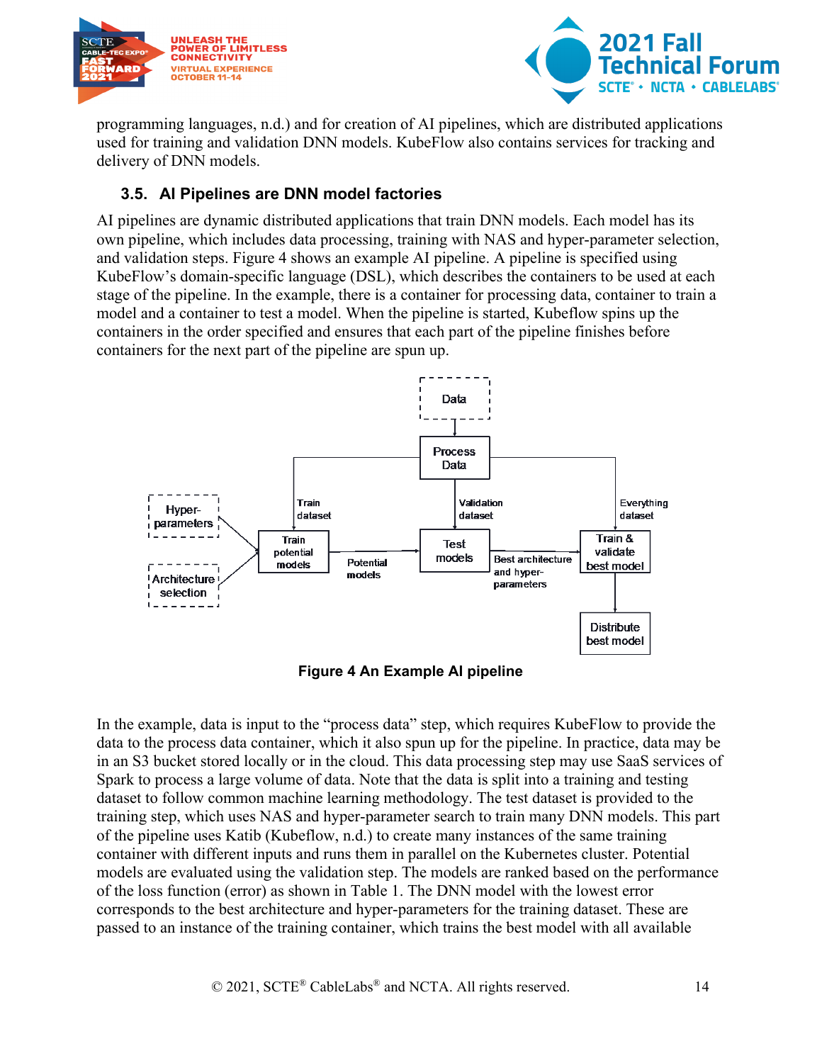programming languages, n.d.) and for creation of AI pipelines, which are distributed applications used for training and validation DNN models. KubeFlow also contains services for tracking and delivery of DNN models.

### 3.5. AI Pipelines are DNN model factories

AI pipelines are dynamic distributed applications that train DNN models. Each model has its own pipeline, which includes data processing, training with NAS and hyper-parameter selection, and validation steps. Figure 4 shows an example AI pipeline. A pipeline is specified using KubeFlow's domain-specific language (DSL), which describes the containers to be used at each stage of the pipeline. In the example, there is a container for processing data, container to train a model and a container to test a model. When the pipeline is started, Kubeflow spins up the containers in the order specified and ensures that each part of the pipeline finishes before containers for the next part of the pipeline are spun up.

**Figure 4 An Example AI pipeline**

In the example, data is input to the "process data" step, which requires KubeFlow to provide the data to the process data container, which it also spun up for the pipeline. In practice, data may be in an S3 bucket stored locally or in the cloud. This data processing step may use SaaS services of Spark to process a large volume of data. Note that the data is split into a training and testing dataset to follow common machine learning methodology. The test dataset is provided to the training step, which uses NAS and hyper-parameter search to train many DNN models. This part of the pipeline uses Katib (Kubeflow, n.d.) to create many instances of the same training container with different inputs and runs them in parallel on the Kubernetes cluster. Potential models are evaluated using the validation step. The models are ranked based on the performance of the loss function (error) as shown in Table 1. The DNN model with the lowest error corresponds to the best architecture and hyper-parameters for the training dataset. These are passed to an instance of the training container, which trains the best model with all available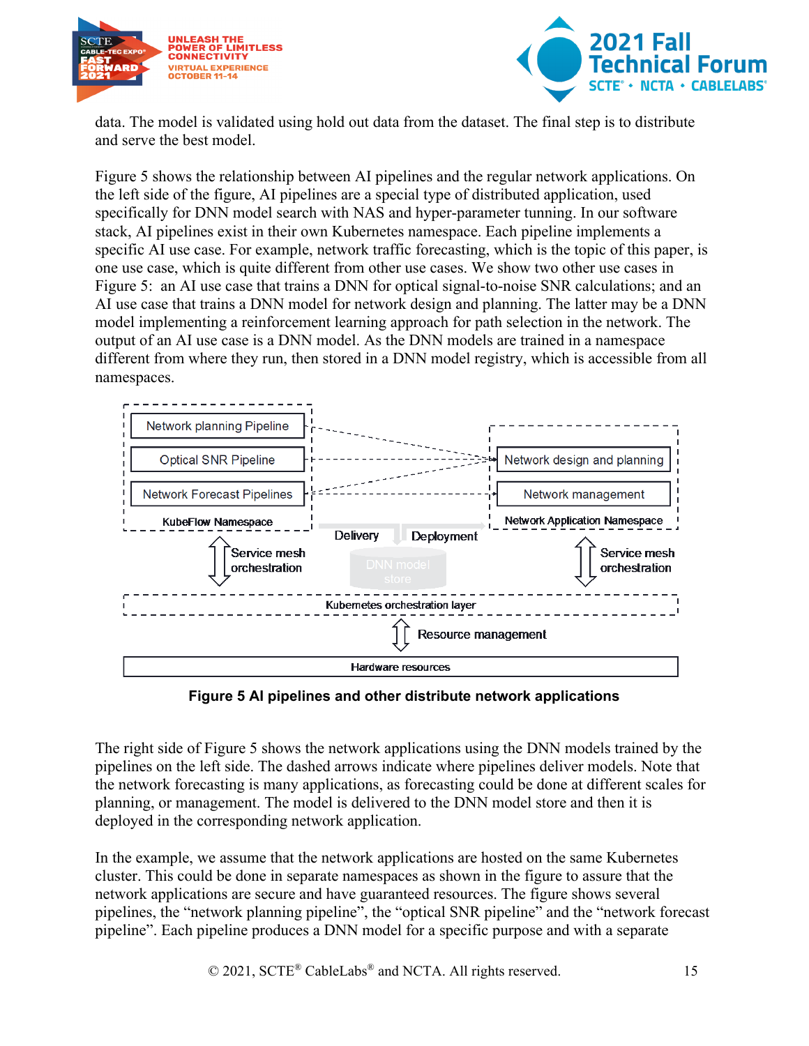data. The model is validated using hold out data from the dataset. The final step is to distribute and serve the best model.

Figure 5 shows the relationship between AI pipelines and the regular network applications. On the left side of the figure, AI pipelines are a special type of distributed application, used specifically for DNN model search with NAS and hyper-parameter tunning. In our software stack, AI pipelines exist in their own Kubernetes namespace. Each pipeline implements a specific AI use case. For example, network traffic forecasting, which is the topic of this paper, is one use case, which is quite different from other use cases. We show two other use cases in Figure 5: an AI use case that trains a DNN for optical signal-to-noise SNR calculations; and an AI use case that trains a DNN model for network design and planning. The latter may be a DNN model implementing a reinforcement learning approach for path selection in the network. The output of an AI use case is a DNN model. As the DNN models are trained in a namespace different from where they run, then stored in a DNN model registry, which is accessible from all namespaces.

**Figure 5 AI pipelines and other distribute network applications**

The right side of Figure 5 shows the network applications using the DNN models trained by the pipelines on the left side. The dashed arrows indicate where pipelines deliver models. Note that the network forecasting is many applications, as forecasting could be done at different scales for planning, or management. The model is delivered to the DNN model store and then it is deployed in the corresponding network application.

In the example, we assume that the network applications are hosted on the same Kubernetes cluster. This could be done in separate namespaces as shown in the figure to assure that the network applications are secure and have guaranteed resources. The figure shows several pipelines, the "network planning pipeline", the "optical SNR pipeline" and the "network forecast pipeline". Each pipeline produces a DNN model for a specific purpose and with a separate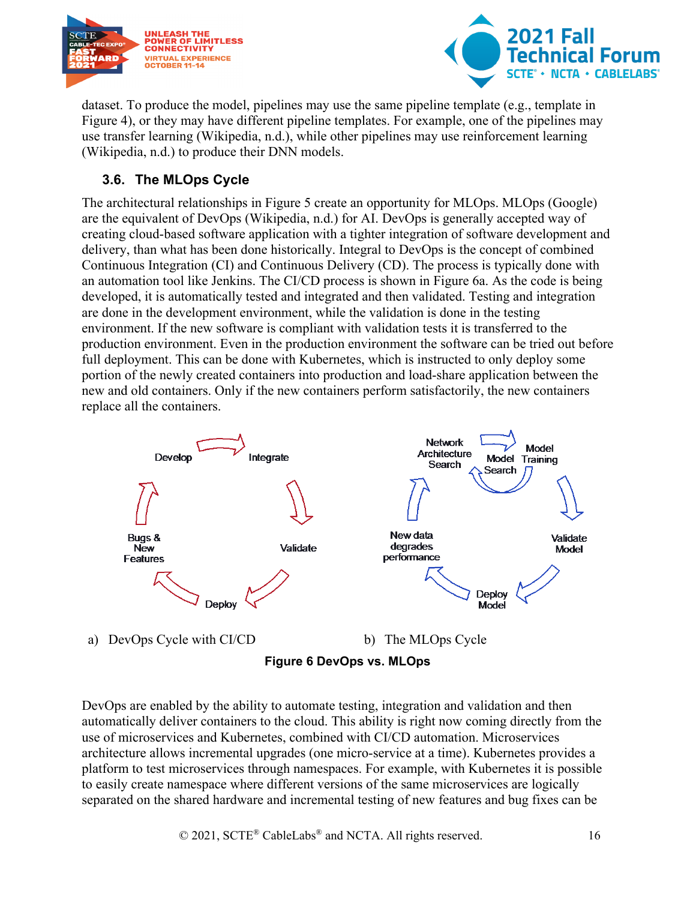dataset. To produce the model, pipelines may use the same pipeline template (e.g., template in Figure 4), or they may have different pipeline templates. For example, one of the pipelines may use transfer learning (Wikipedia, n.d.), while other pipelines may use reinforcement learning (Wikipedia, n.d.) to produce their DNN models.

### 3.6. The MLOps Cycle

The architectural relationships in Figure 5 create an opportunity for MLOps. MLOps (Google) are the equivalent of DevOps (Wikipedia, n.d.) for AI. DevOps is generally accepted way of creating cloud-based software application with a tighter integration of software development and delivery, than what has been done historically. Integral to DevOps is the concept of combined Continuous Integration (CI) and Continuous Delivery (CD). The process is typically done with an automation tool like Jenkins. The CI/CD process is shown in Figure 6a. As the code is being developed, it is automatically tested and integrated and then validated. Testing and integration are done in the development environment, while the validation is done in the testing environment. If the new software is compliant with validation tests it is transferred to the production environment. Even in the production environment the software can be tried out before full deployment. This can be done with Kubernetes, which is instructed to only deploy some portion of the newly created containers into production and load-share application between the new and old containers. Only if the new containers perform satisfactorily, the new containers replace all the containers.

a) DevOps Cycle with CI/CD — Develop → Integrate → Validate → Deploy → Bugs & New Features → Develop

b) The MLOps Cycle — Network Architecture Search → Model Training → Model Search → Validate Model → Deploy Model → New data degrades performance → Network Architecture Search

**Figure 6 DevOps vs. MLOps**

DevOps are enabled by the ability to automate testing, integration and validation and then automatically deliver containers to the cloud. This ability is right now coming directly from the use of microservices and Kubernetes, combined with CI/CD automation. Microservices architecture allows incremental upgrades (one micro-service at a time). Kubernetes provides a platform to test microservices through namespaces. For example, with Kubernetes it is possible to easily create namespace where different versions of the same microservices are logically separated on the shared hardware and incremental testing of new features and bug fixes can be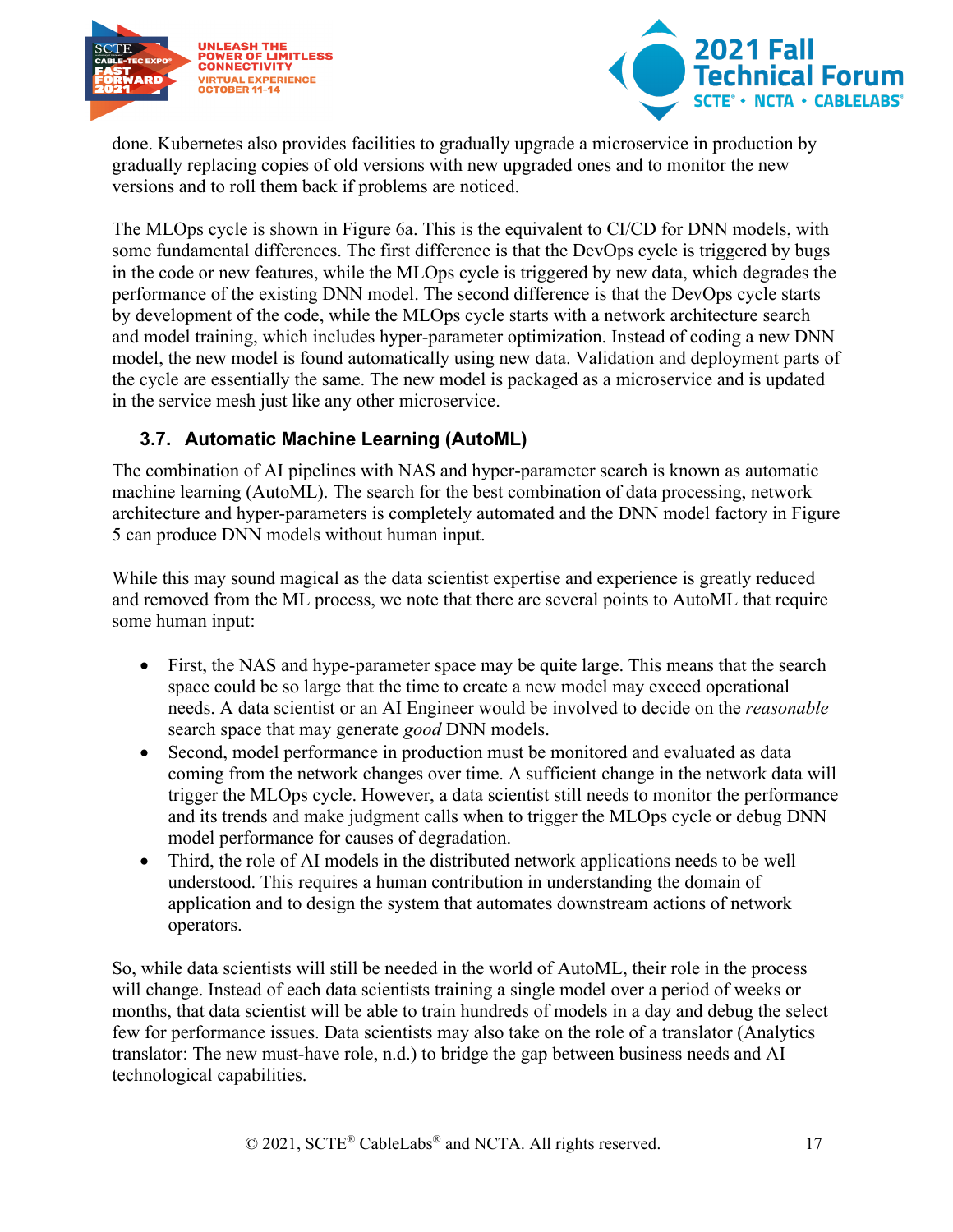done. Kubernetes also provides facilities to gradually upgrade a microservice in production by gradually replacing copies of old versions with new upgraded ones and to monitor the new versions and to roll them back if problems are noticed.

The MLOps cycle is shown in Figure 6a. This is the equivalent to CI/CD for DNN models, with some fundamental differences. The first difference is that the DevOps cycle is triggered by bugs in the code or new features, while the MLOps cycle is triggered by new data, which degrades the performance of the existing DNN model. The second difference is that the DevOps cycle starts by development of the code, while the MLOps cycle starts with a network architecture search and model training, which includes hyper-parameter optimization. Instead of coding a new DNN model, the new model is found automatically using new data. Validation and deployment parts of the cycle are essentially the same. The new model is packaged as a microservice and is updated in the service mesh just like any other microservice.

### 3.7. Automatic Machine Learning (AutoML)

The combination of AI pipelines with NAS and hyper-parameter search is known as automatic machine learning (AutoML). The search for the best combination of data processing, network architecture and hyper-parameters is completely automated and the DNN model factory in Figure 5 can produce DNN models without human input.

While this may sound magical as the data scientist expertise and experience is greatly reduced and removed from the ML process, we note that there are several points to AutoML that require some human input:

- First, the NAS and hype-parameter space may be quite large. This means that the search space could be so large that the time to create a new model may exceed operational needs. A data scientist or an AI Engineer would be involved to decide on the *reasonable* search space that may generate *good* DNN models.
- Second, model performance in production must be monitored and evaluated as data coming from the network changes over time. A sufficient change in the network data will trigger the MLOps cycle. However, a data scientist still needs to monitor the performance and its trends and make judgment calls when to trigger the MLOps cycle or debug DNN model performance for causes of degradation.
- Third, the role of AI models in the distributed network applications needs to be well understood. This requires a human contribution in understanding the domain of application and to design the system that automates downstream actions of network operators.

So, while data scientists will still be needed in the world of AutoML, their role in the process will change. Instead of each data scientists training a single model over a period of weeks or months, that data scientist will be able to train hundreds of models in a day and debug the select few for performance issues. Data scientists may also take on the role of a translator (Analytics translator: The new must-have role, n.d.) to bridge the gap between business needs and AI technological capabilities.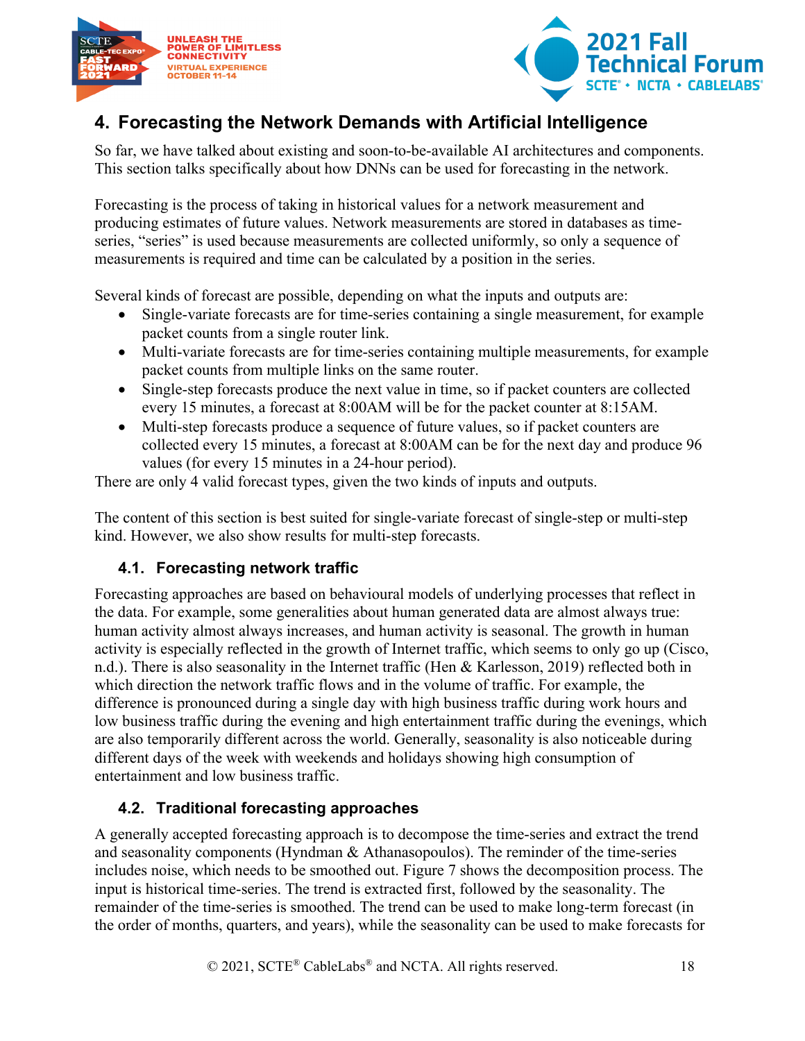## 4. Forecasting the Network Demands with Artificial Intelligence

So far, we have talked about existing and soon-to-be-available AI architectures and components. This section talks specifically about how DNNs can be used for forecasting in the network.

Forecasting is the process of taking in historical values for a network measurement and producing estimates of future values. Network measurements are stored in databases as time-series, "series" is used because measurements are collected uniformly, so only a sequence of measurements is required and time can be calculated by a position in the series.

Several kinds of forecast are possible, depending on what the inputs and outputs are:

- Single-variate forecasts are for time-series containing a single measurement, for example packet counts from a single router link.
- Multi-variate forecasts are for time-series containing multiple measurements, for example packet counts from multiple links on the same router.
- Single-step forecasts produce the next value in time, so if packet counters are collected every 15 minutes, a forecast at 8:00AM will be for the packet counter at 8:15AM.
- Multi-step forecasts produce a sequence of future values, so if packet counters are collected every 15 minutes, a forecast at 8:00AM can be for the next day and produce 96 values (for every 15 minutes in a 24-hour period).

There are only 4 valid forecast types, given the two kinds of inputs and outputs.

The content of this section is best suited for single-variate forecast of single-step or multi-step kind. However, we also show results for multi-step forecasts.

### 4.1. Forecasting network traffic

Forecasting approaches are based on behavioural models of underlying processes that reflect in the data. For example, some generalities about human generated data are almost always true: human activity almost always increases, and human activity is seasonal. The growth in human activity is especially reflected in the growth of Internet traffic, which seems to only go up (Cisco, n.d.). There is also seasonality in the Internet traffic (Hen & Karlesson, 2019) reflected both in which direction the network traffic flows and in the volume of traffic. For example, the difference is pronounced during a single day with high business traffic during work hours and low business traffic during the evening and high entertainment traffic during the evenings, which are also temporarily different across the world. Generally, seasonality is also noticeable during different days of the week with weekends and holidays showing high consumption of entertainment and low business traffic.

### 4.2. Traditional forecasting approaches

A generally accepted forecasting approach is to decompose the time-series and extract the trend and seasonality components (Hyndman & Athanasopoulos). The reminder of the time-series includes noise, which needs to be smoothed out. Figure 7 shows the decomposition process. The input is historical time-series. The trend is extracted first, followed by the seasonality. The remainder of the time-series is smoothed. The trend can be used to make long-term forecast (in the order of months, quarters, and years), while the seasonality can be used to make forecasts for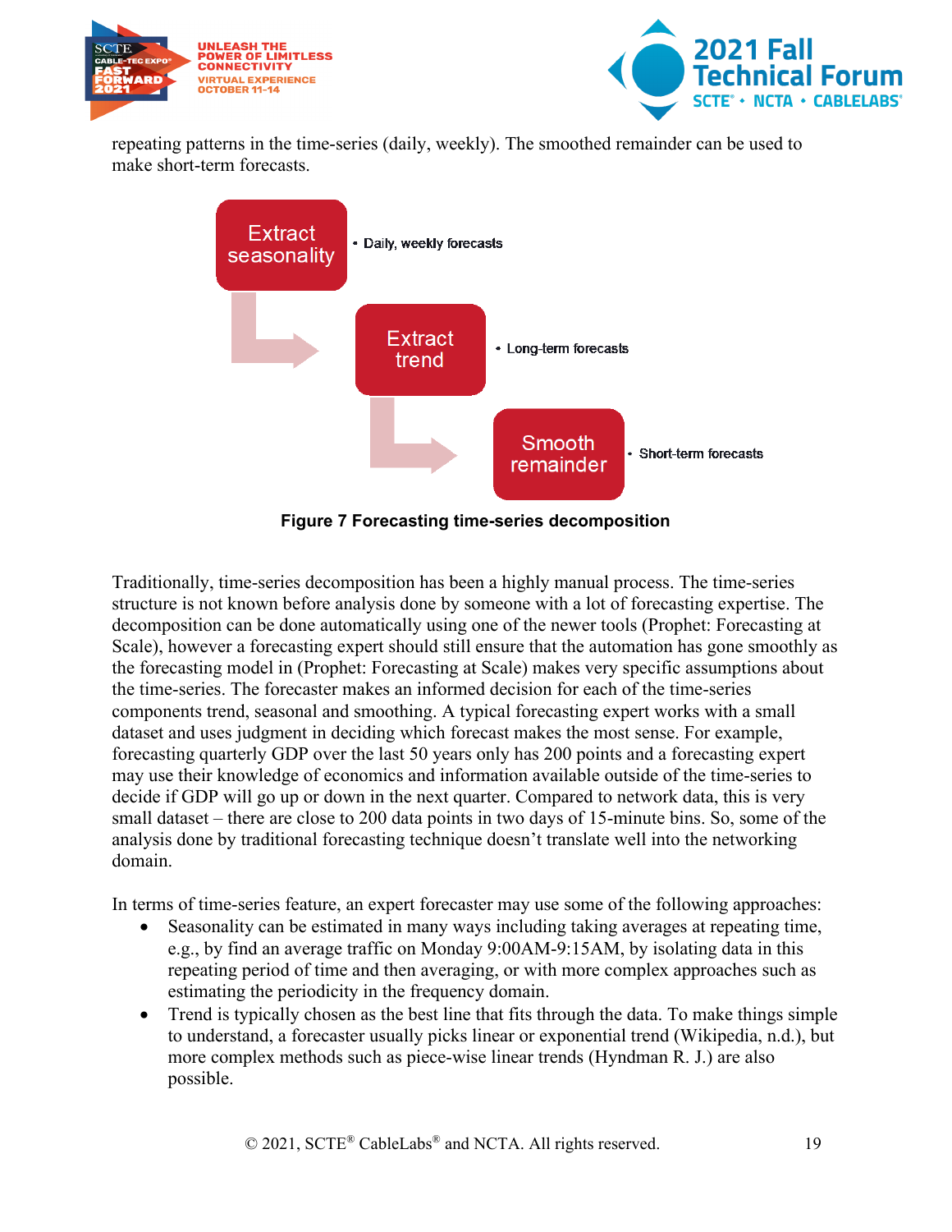repeating patterns in the time-series (daily, weekly). The smoothed remainder can be used to make short-term forecasts.

Extract seasonality
- Daily, weekly forecasts

Extract trend
- Long-term forecasts

Smooth remainder
- Short-term forecasts

**Figure 7 Forecasting time-series decomposition**

Traditionally, time-series decomposition has been a highly manual process. The time-series structure is not known before analysis done by someone with a lot of forecasting expertise. The decomposition can be done automatically using one of the newer tools (Prophet: Forecasting at Scale), however a forecasting expert should still ensure that the automation has gone smoothly as the forecasting model in (Prophet: Forecasting at Scale) makes very specific assumptions about the time-series. The forecaster makes an informed decision for each of the time-series components trend, seasonal and smoothing. A typical forecasting expert works with a small dataset and uses judgment in deciding which forecast makes the most sense. For example, forecasting quarterly GDP over the last 50 years only has 200 points and a forecasting expert may use their knowledge of economics and information available outside of the time-series to decide if GDP will go up or down in the next quarter. Compared to network data, this is very small dataset – there are close to 200 data points in two days of 15-minute bins. So, some of the analysis done by traditional forecasting technique doesn't translate well into the networking domain.

In terms of time-series feature, an expert forecaster may use some of the following approaches:

- Seasonality can be estimated in many ways including taking averages at repeating time, e.g., by find an average traffic on Monday 9:00AM-9:15AM, by isolating data in this repeating period of time and then averaging, or with more complex approaches such as estimating the periodicity in the frequency domain.
- Trend is typically chosen as the best line that fits through the data. To make things simple to understand, a forecaster usually picks linear or exponential trend (Wikipedia, n.d.), but more complex methods such as piece-wise linear trends (Hyndman R. J.) are also possible.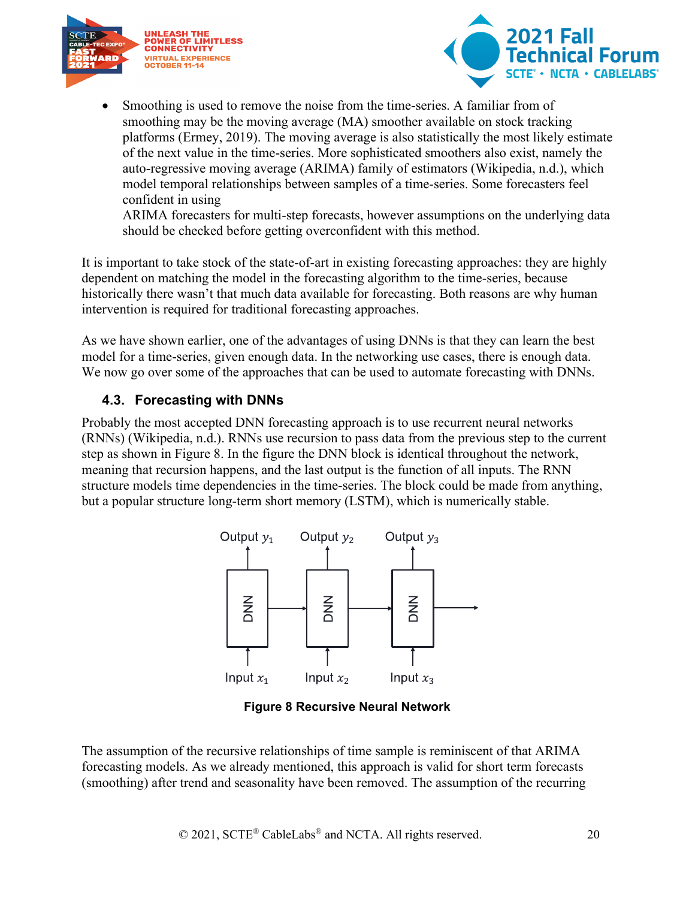- Smoothing is used to remove the noise from the time-series. A familiar from of smoothing may be the moving average (MA) smoother available on stock tracking platforms (Ermey, 2019). The moving average is also statistically the most likely estimate of the next value in the time-series. More sophisticated smoothers also exist, namely the auto-regressive moving average (ARIMA) family of estimators (Wikipedia, n.d.), which model temporal relationships between samples of a time-series. Some forecasters feel confident in using
  ARIMA forecasters for multi-step forecasts, however assumptions on the underlying data should be checked before getting overconfident with this method.

It is important to take stock of the state-of-art in existing forecasting approaches: they are highly dependent on matching the model in the forecasting algorithm to the time-series, because historically there wasn't that much data available for forecasting. Both reasons are why human intervention is required for traditional forecasting approaches.

As we have shown earlier, one of the advantages of using DNNs is that they can learn the best model for a time-series, given enough data. In the networking use cases, there is enough data. We now go over some of the approaches that can be used to automate forecasting with DNNs.

### 4.3. Forecasting with DNNs

Probably the most accepted DNN forecasting approach is to use recurrent neural networks (RNNs) (Wikipedia, n.d.). RNNs use recursion to pass data from the previous step to the current step as shown in Figure 8. In the figure the DNN block is identical throughout the network, meaning that recursion happens, and the last output is the function of all inputs. The RNN structure models time dependencies in the time-series. The block could be made from anything, but a popular structure long-term short memory (LSTM), which is numerically stable.

Output $y_1$ Output $y_2$ Output $y_3$

DNN DNN DNN

Input $x_1$ Input $x_2$ Input $x_3$

**Figure 8 Recursive Neural Network**

The assumption of the recursive relationships of time sample is reminiscent of that ARIMA forecasting models. As we already mentioned, this approach is valid for short term forecasts (smoothing) after trend and seasonality have been removed. The assumption of the recurring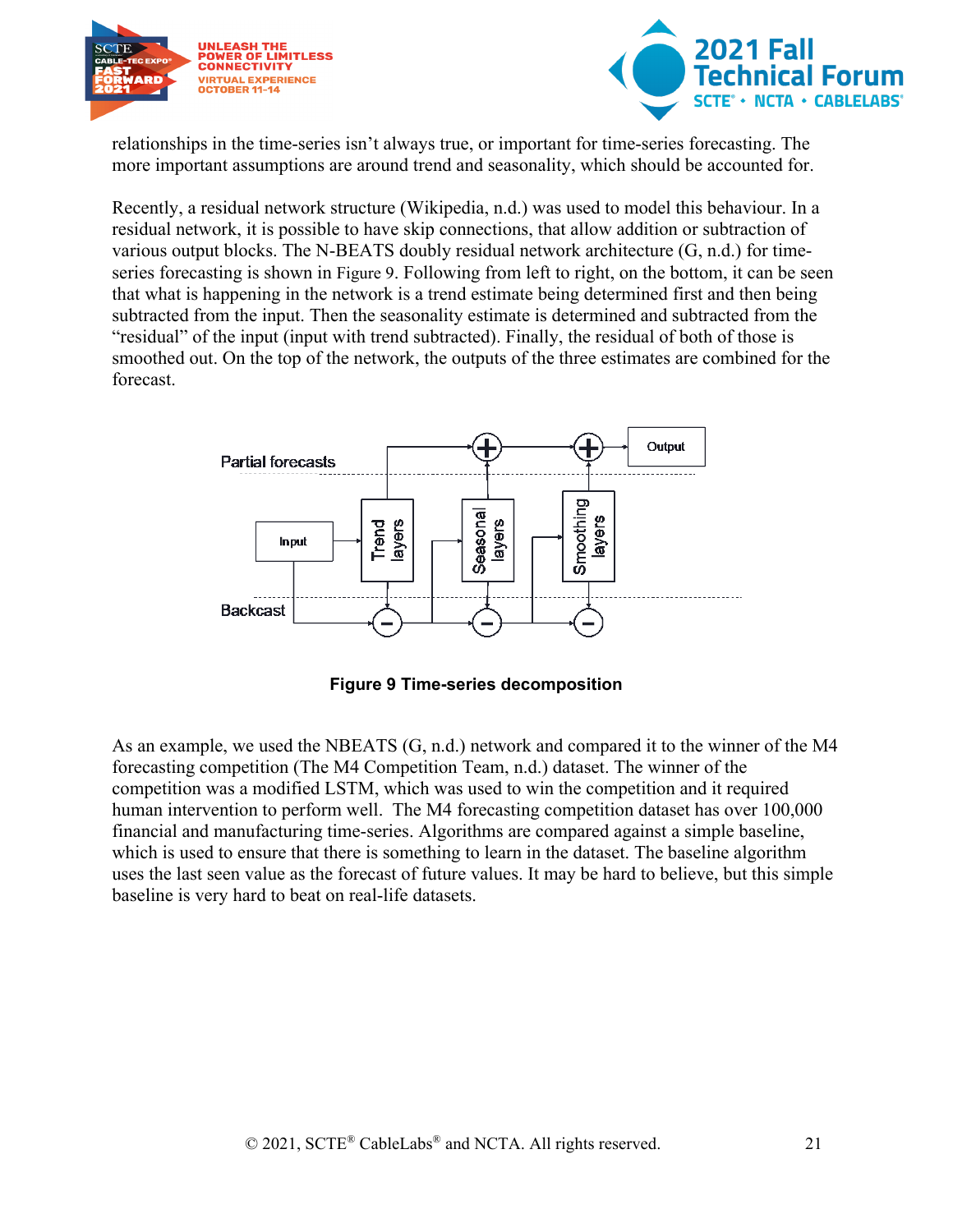relationships in the time-series isn't always true, or important for time-series forecasting. The more important assumptions are around trend and seasonality, which should be accounted for.

Recently, a residual network structure (Wikipedia, n.d.) was used to model this behaviour. In a residual network, it is possible to have skip connections, that allow addition or subtraction of various output blocks. The N-BEATS doubly residual network architecture (G, n.d.) for time-series forecasting is shown in Figure 9. Following from left to right, on the bottom, it can be seen that what is happening in the network is a trend estimate being determined first and then being subtracted from the input. Then the seasonality estimate is determined and subtracted from the "residual" of the input (input with trend subtracted). Finally, the residual of both of those is smoothed out. On the top of the network, the outputs of the three estimates are combined for the forecast.

**Figure 9 Time-series decomposition**

As an example, we used the NBEATS (G, n.d.) network and compared it to the winner of the M4 forecasting competition (The M4 Competition Team, n.d.) dataset. The winner of the competition was a modified LSTM, which was used to win the competition and it required human intervention to perform well. The M4 forecasting competition dataset has over 100,000 financial and manufacturing time-series. Algorithms are compared against a simple baseline, which is used to ensure that there is something to learn in the dataset. The baseline algorithm uses the last seen value as the forecast of future values. It may be hard to believe, but this simple baseline is very hard to beat on real-life datasets.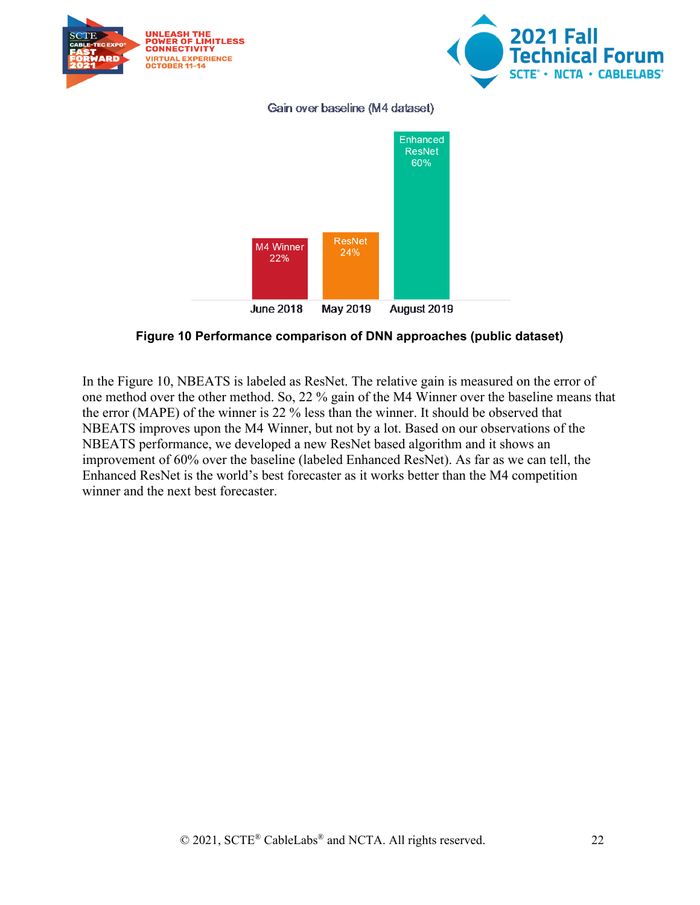Gain over baseline (M4 dataset)

| | June 2018 | May 2019 | August 2019 |
|---|---|---|---|
| Method | M4 Winner | ResNet | Enhanced ResNet |
| Gain | 22% | 24% | 60% |

**Figure 10 Performance comparison of DNN approaches (public dataset)**

In the Figure 10, NBEATS is labeled as ResNet. The relative gain is measured on the error of one method over the other method. So, 22 % gain of the M4 Winner over the baseline means that the error (MAPE) of the winner is 22 % less than the winner. It should be observed that NBEATS improves upon the M4 Winner, but not by a lot. Based on our observations of the NBEATS performance, we developed a new ResNet based algorithm and it shows an improvement of 60% over the baseline (labeled Enhanced ResNet). As far as we can tell, the Enhanced ResNet is the world's best forecaster as it works better than the M4 competition winner and the next best forecaster.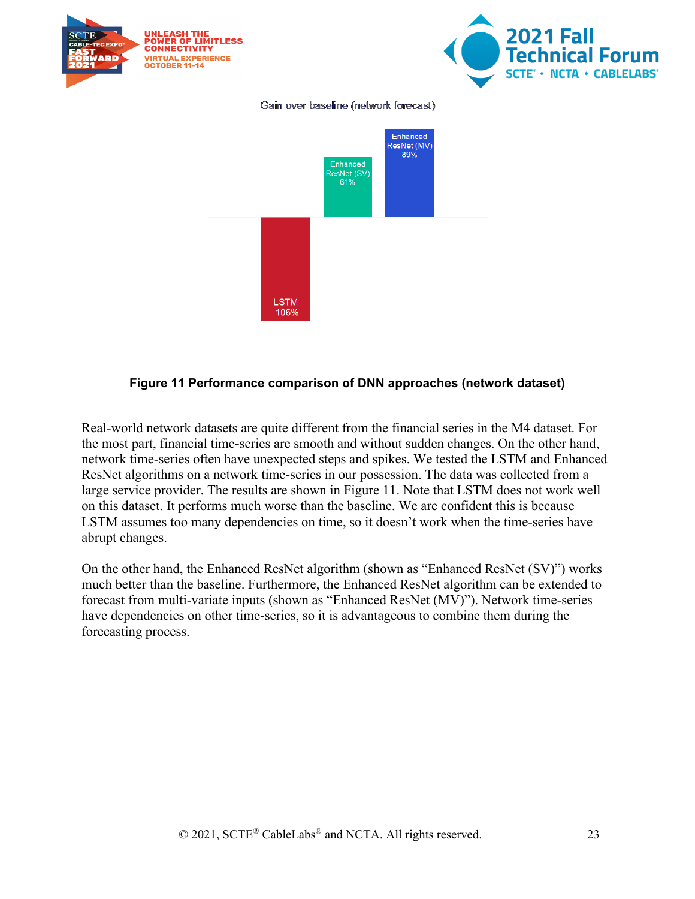Gain over baseline (network forecast)

| Approach | Gain over baseline |
| --- | --- |
| LSTM | -106% |
| Enhanced ResNet (SV) | 61% |
| Enhanced ResNet (MV) | 89% |

**Figure 11 Performance comparison of DNN approaches (network dataset)**

Real-world network datasets are quite different from the financial series in the M4 dataset. For the most part, financial time-series are smooth and without sudden changes. On the other hand, network time-series often have unexpected steps and spikes. We tested the LSTM and Enhanced ResNet algorithms on a network time-series in our possession. The data was collected from a large service provider. The results are shown in Figure 11. Note that LSTM does not work well on this dataset. It performs much worse than the baseline. We are confident this is because LSTM assumes too many dependencies on time, so it doesn't work when the time-series have abrupt changes.

On the other hand, the Enhanced ResNet algorithm (shown as "Enhanced ResNet (SV)") works much better than the baseline. Furthermore, the Enhanced ResNet algorithm can be extended to forecast from multi-variate inputs (shown as "Enhanced ResNet (MV)"). Network time-series have dependencies on other time-series, so it is advantageous to combine them during the forecasting process.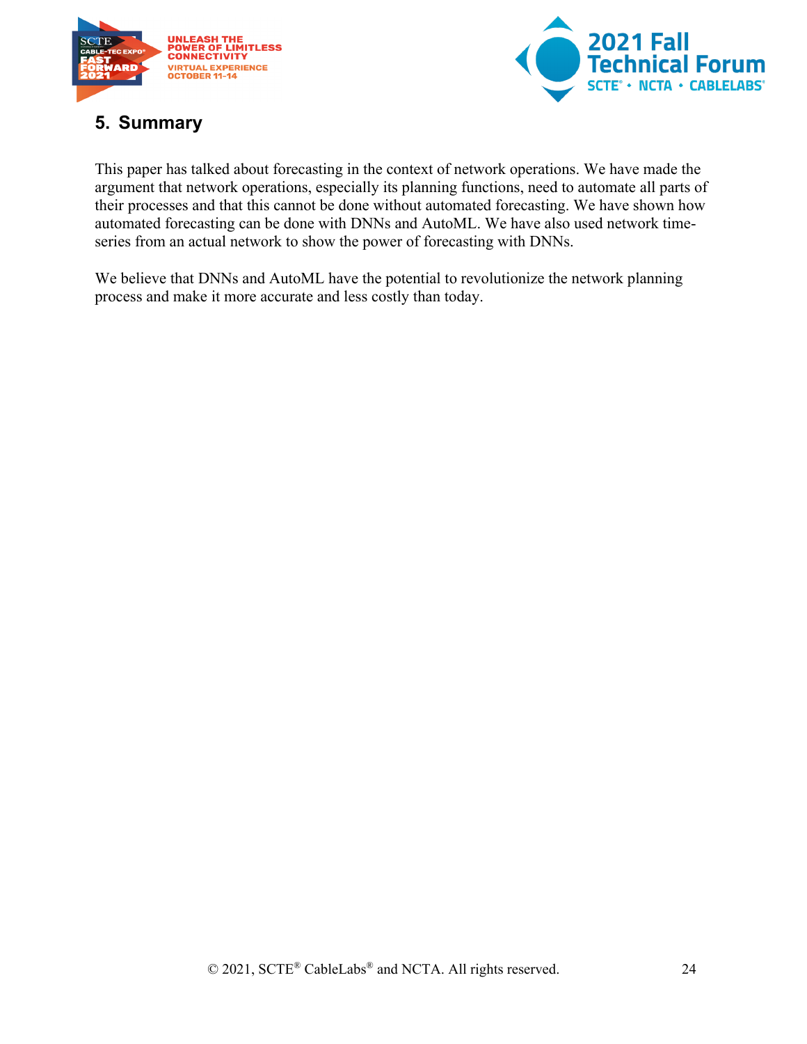## 5. Summary

This paper has talked about forecasting in the context of network operations. We have made the argument that network operations, especially its planning functions, need to automate all parts of their processes and that this cannot be done without automated forecasting. We have shown how automated forecasting can be done with DNNs and AutoML. We have also used network time-series from an actual network to show the power of forecasting with DNNs.

We believe that DNNs and AutoML have the potential to revolutionize the network planning process and make it more accurate and less costly than today.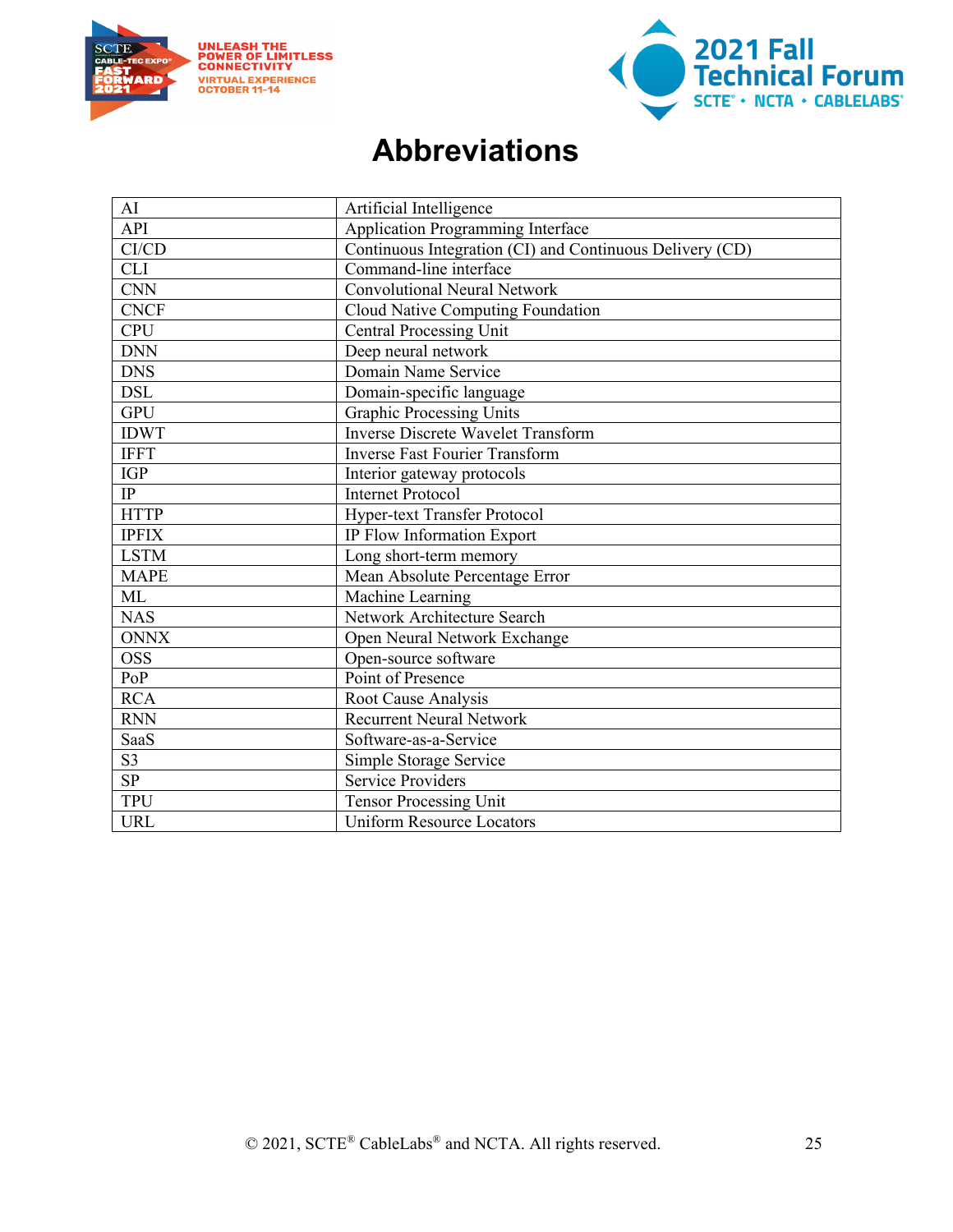# Abbreviations

| | |
|---|---|
| AI | Artificial Intelligence |
| API | Application Programming Interface |
| CI/CD | Continuous Integration (CI) and Continuous Delivery (CD) |
| CLI | Command-line interface |
| CNN | Convolutional Neural Network |
| CNCF | Cloud Native Computing Foundation |
| CPU | Central Processing Unit |
| DNN | Deep neural network |
| DNS | Domain Name Service |
| DSL | Domain-specific language |
| GPU | Graphic Processing Units |
| IDWT | Inverse Discrete Wavelet Transform |
| IFFT | Inverse Fast Fourier Transform |
| IGP | Interior gateway protocols |
| IP | Internet Protocol |
| HTTP | Hyper-text Transfer Protocol |
| IPFIX | IP Flow Information Export |
| LSTM | Long short-term memory |
| MAPE | Mean Absolute Percentage Error |
| ML | Machine Learning |
| NAS | Network Architecture Search |
| ONNX | Open Neural Network Exchange |
| OSS | Open-source software |
| PoP | Point of Presence |
| RCA | Root Cause Analysis |
| RNN | Recurrent Neural Network |
| SaaS | Software-as-a-Service |
| S3 | Simple Storage Service |
| SP | Service Providers |
| TPU | Tensor Processing Unit |
| URL | Uniform Resource Locators |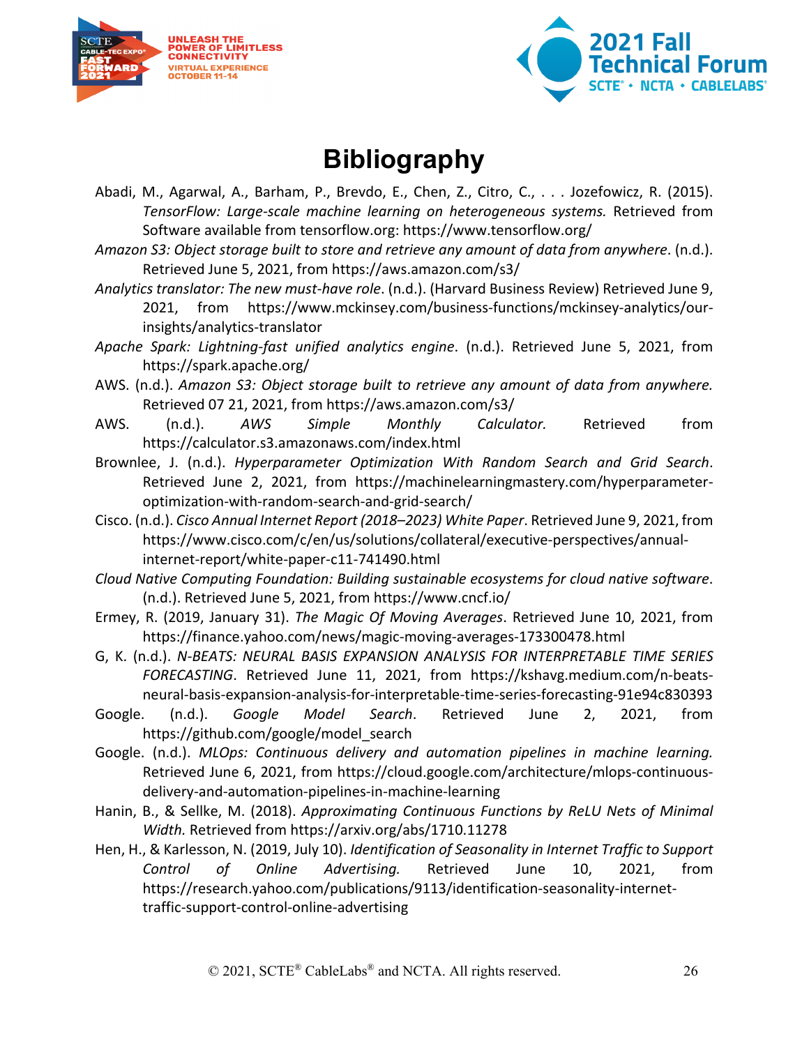# Bibliography

Abadi, M., Agarwal, A., Barham, P., Brevdo, E., Chen, Z., Citro, C., . . . Jozefowicz, R. (2015). *TensorFlow: Large-scale machine learning on heterogeneous systems.* Retrieved from Software available from tensorflow.org: https://www.tensorflow.org/

*Amazon S3: Object storage built to store and retrieve any amount of data from anywhere*. (n.d.). Retrieved June 5, 2021, from https://aws.amazon.com/s3/

*Analytics translator: The new must-have role*. (n.d.). (Harvard Business Review) Retrieved June 9, 2021, from https://www.mckinsey.com/business-functions/mckinsey-analytics/our-insights/analytics-translator

*Apache Spark: Lightning-fast unified analytics engine*. (n.d.). Retrieved June 5, 2021, from https://spark.apache.org/

AWS. (n.d.). *Amazon S3: Object storage built to retrieve any amount of data from anywhere.* Retrieved 07 21, 2021, from https://aws.amazon.com/s3/

AWS. (n.d.). *AWS Simple Monthly Calculator.* Retrieved from https://calculator.s3.amazonaws.com/index.html

Brownlee, J. (n.d.). *Hyperparameter Optimization With Random Search and Grid Search*. Retrieved June 2, 2021, from https://machinelearningmastery.com/hyperparameter-optimization-with-random-search-and-grid-search/

Cisco. (n.d.). *Cisco Annual Internet Report (2018–2023) White Paper*. Retrieved June 9, 2021, from https://www.cisco.com/c/en/us/solutions/collateral/executive-perspectives/annual-internet-report/white-paper-c11-741490.html

*Cloud Native Computing Foundation: Building sustainable ecosystems for cloud native software*. (n.d.). Retrieved June 5, 2021, from https://www.cncf.io/

Ermey, R. (2019, January 31). *The Magic Of Moving Averages*. Retrieved June 10, 2021, from https://finance.yahoo.com/news/magic-moving-averages-173300478.html

G, K. (n.d.). *N-BEATS: NEURAL BASIS EXPANSION ANALYSIS FOR INTERPRETABLE TIME SERIES FORECASTING*. Retrieved June 11, 2021, from https://kshavg.medium.com/n-beats-neural-basis-expansion-analysis-for-interpretable-time-series-forecasting-91e94c830393

Google. (n.d.). *Google Model Search*. Retrieved June 2, 2021, from https://github.com/google/model_search

Google. (n.d.). *MLOps: Continuous delivery and automation pipelines in machine learning.* Retrieved June 6, 2021, from https://cloud.google.com/architecture/mlops-continuous-delivery-and-automation-pipelines-in-machine-learning

Hanin, B., & Sellke, M. (2018). *Approximating Continuous Functions by ReLU Nets of Minimal Width.* Retrieved from https://arxiv.org/abs/1710.11278

Hen, H., & Karlesson, N. (2019, July 10). *Identification of Seasonality in Internet Traffic to Support Control of Online Advertising.* Retrieved June 10, 2021, from https://research.yahoo.com/publications/9113/identification-seasonality-internet-traffic-support-control-online-advertising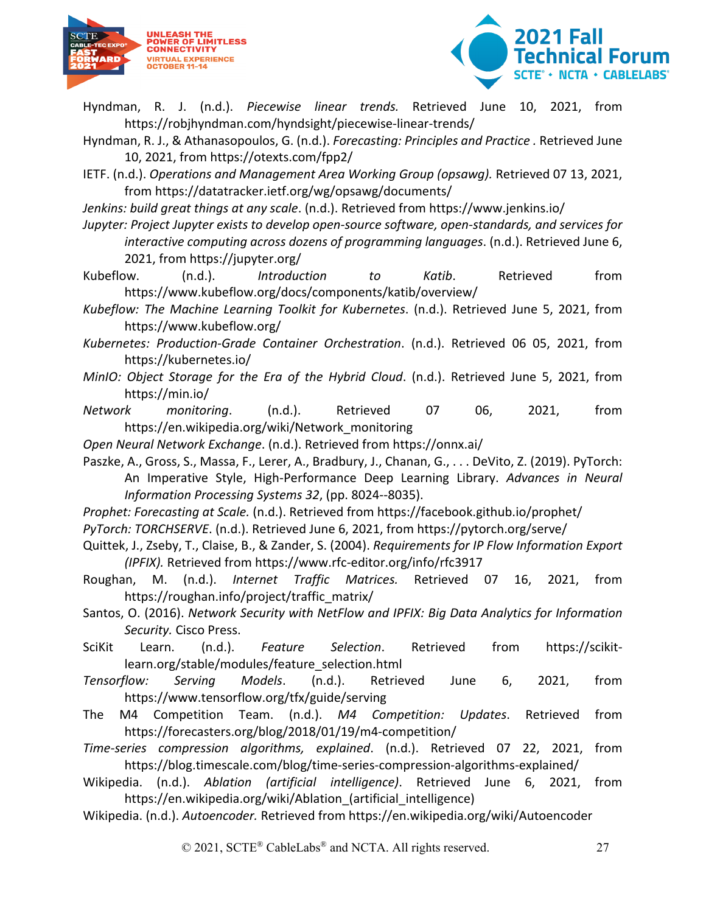Hyndman, R. J. (n.d.). *Piecewise linear trends.* Retrieved June 10, 2021, from https://robjhyndman.com/hyndsight/piecewise-linear-trends/

Hyndman, R. J., & Athanasopoulos, G. (n.d.). *Forecasting: Principles and Practice* . Retrieved June 10, 2021, from https://otexts.com/fpp2/

IETF. (n.d.). *Operations and Management Area Working Group (opsawg).* Retrieved 07 13, 2021, from https://datatracker.ietf.org/wg/opsawg/documents/

*Jenkins: build great things at any scale*. (n.d.). Retrieved from https://www.jenkins.io/

*Jupyter: Project Jupyter exists to develop open-source software, open-standards, and services for interactive computing across dozens of programming languages*. (n.d.). Retrieved June 6, 2021, from https://jupyter.org/

Kubeflow. (n.d.). *Introduction to Katib*. Retrieved from https://www.kubeflow.org/docs/components/katib/overview/

*Kubeflow: The Machine Learning Toolkit for Kubernetes*. (n.d.). Retrieved June 5, 2021, from https://www.kubeflow.org/

*Kubernetes: Production-Grade Container Orchestration*. (n.d.). Retrieved 06 05, 2021, from https://kubernetes.io/

*MinIO: Object Storage for the Era of the Hybrid Cloud*. (n.d.). Retrieved June 5, 2021, from https://min.io/

*Network monitoring*. (n.d.). Retrieved 07 06, 2021, from https://en.wikipedia.org/wiki/Network_monitoring

*Open Neural Network Exchange*. (n.d.). Retrieved from https://onnx.ai/

Paszke, A., Gross, S., Massa, F., Lerer, A., Bradbury, J., Chanan, G., . . . DeVito, Z. (2019). PyTorch: An Imperative Style, High-Performance Deep Learning Library. *Advances in Neural Information Processing Systems 32*, (pp. 8024--8035).

*Prophet: Forecasting at Scale.* (n.d.). Retrieved from https://facebook.github.io/prophet/

*PyTorch: TORCHSERVE*. (n.d.). Retrieved June 6, 2021, from https://pytorch.org/serve/

Quittek, J., Zseby, T., Claise, B., & Zander, S. (2004). *Requirements for IP Flow Information Export (IPFIX).* Retrieved from https://www.rfc-editor.org/info/rfc3917

Roughan, M. (n.d.). *Internet Traffic Matrices.* Retrieved 07 16, 2021, from https://roughan.info/project/traffic_matrix/

Santos, O. (2016). *Network Security with NetFlow and IPFIX: Big Data Analytics for Information Security.* Cisco Press.

SciKit Learn. (n.d.). *Feature Selection*. Retrieved from https://scikit-learn.org/stable/modules/feature_selection.html

*Tensorflow: Serving Models*. (n.d.). Retrieved June 6, 2021, from https://www.tensorflow.org/tfx/guide/serving

The M4 Competition Team. (n.d.). *M4 Competition: Updates*. Retrieved from https://forecasters.org/blog/2018/01/19/m4-competition/

*Time-series compression algorithms, explained*. (n.d.). Retrieved 07 22, 2021, from https://blog.timescale.com/blog/time-series-compression-algorithms-explained/

Wikipedia. (n.d.). *Ablation (artificial intelligence)*. Retrieved June 6, 2021, from https://en.wikipedia.org/wiki/Ablation_(artificial_intelligence)

Wikipedia. (n.d.). *Autoencoder.* Retrieved from https://en.wikipedia.org/wiki/Autoencoder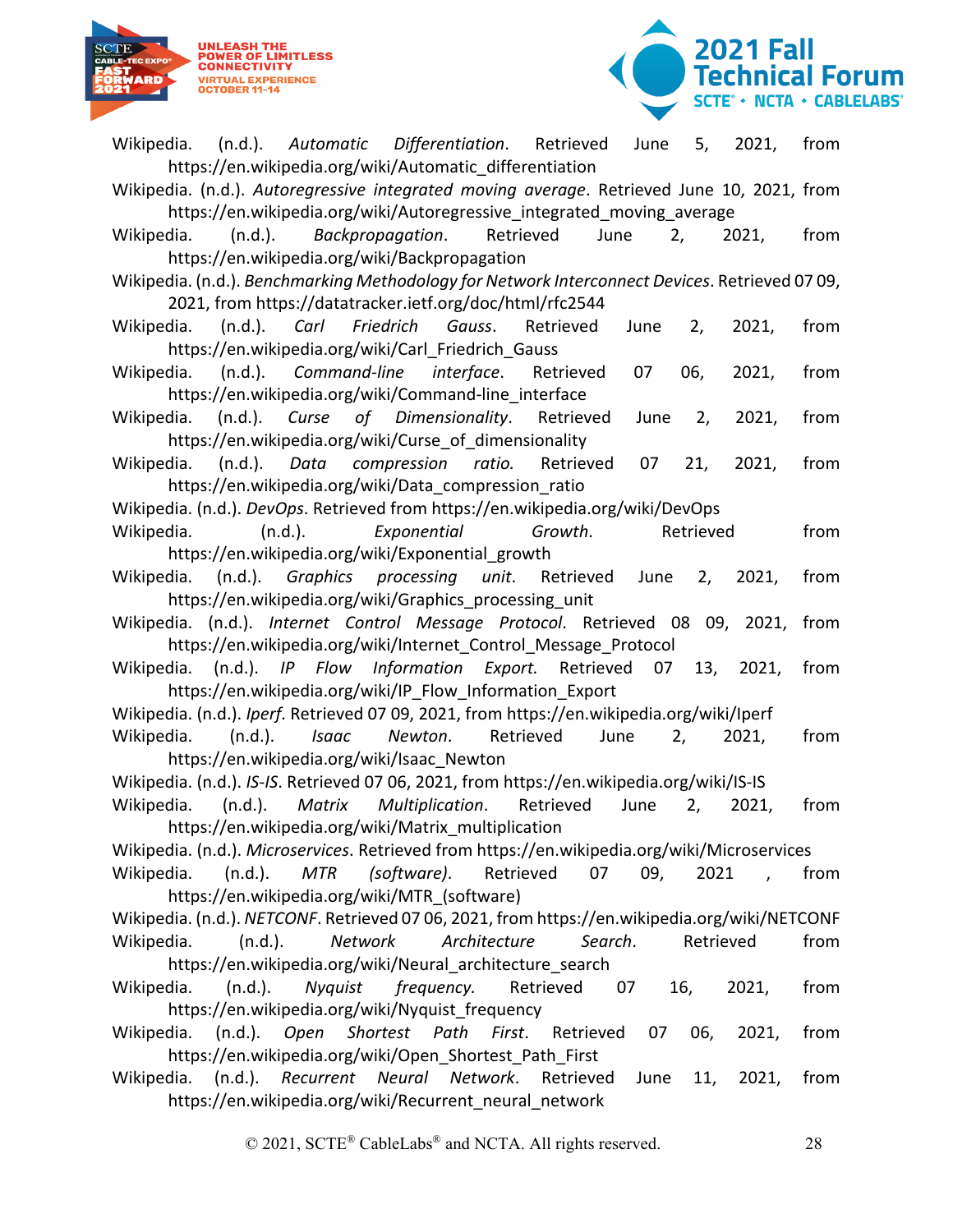Wikipedia. (n.d.). *Automatic Differentiation*. Retrieved June 5, 2021, from https://en.wikipedia.org/wiki/Automatic_differentiation

Wikipedia. (n.d.). *Autoregressive integrated moving average*. Retrieved June 10, 2021, from https://en.wikipedia.org/wiki/Autoregressive_integrated_moving_average

Wikipedia. (n.d.). *Backpropagation*. Retrieved June 2, 2021, from https://en.wikipedia.org/wiki/Backpropagation

Wikipedia. (n.d.). *Benchmarking Methodology for Network Interconnect Devices*. Retrieved 07 09, 2021, from https://datatracker.ietf.org/doc/html/rfc2544

Wikipedia. (n.d.). *Carl Friedrich Gauss*. Retrieved June 2, 2021, from https://en.wikipedia.org/wiki/Carl_Friedrich_Gauss

Wikipedia. (n.d.). *Command-line interface*. Retrieved 07 06, 2021, from https://en.wikipedia.org/wiki/Command-line_interface

Wikipedia. (n.d.). *Curse of Dimensionality*. Retrieved June 2, 2021, from https://en.wikipedia.org/wiki/Curse_of_dimensionality

Wikipedia. (n.d.). *Data compression ratio.* Retrieved 07 21, 2021, from https://en.wikipedia.org/wiki/Data_compression_ratio

Wikipedia. (n.d.). *DevOps*. Retrieved from https://en.wikipedia.org/wiki/DevOps

Wikipedia. (n.d.). *Exponential Growth*. Retrieved from https://en.wikipedia.org/wiki/Exponential_growth

Wikipedia. (n.d.). *Graphics processing unit*. Retrieved June 2, 2021, from https://en.wikipedia.org/wiki/Graphics_processing_unit

Wikipedia. (n.d.). *Internet Control Message Protocol*. Retrieved 08 09, 2021, from https://en.wikipedia.org/wiki/Internet_Control_Message_Protocol

Wikipedia. (n.d.). *IP Flow Information Export.* Retrieved 07 13, 2021, from https://en.wikipedia.org/wiki/IP_Flow_Information_Export

Wikipedia. (n.d.). *Iperf*. Retrieved 07 09, 2021, from https://en.wikipedia.org/wiki/Iperf

Wikipedia. (n.d.). *Isaac Newton*. Retrieved June 2, 2021, from https://en.wikipedia.org/wiki/Isaac_Newton

Wikipedia. (n.d.). *IS-IS*. Retrieved 07 06, 2021, from https://en.wikipedia.org/wiki/IS-IS

Wikipedia. (n.d.). *Matrix Multiplication*. Retrieved June 2, 2021, from https://en.wikipedia.org/wiki/Matrix_multiplication

Wikipedia. (n.d.). *Microservices*. Retrieved from https://en.wikipedia.org/wiki/Microservices

Wikipedia. (n.d.). *MTR (software)*. Retrieved 07 09, 2021 , from https://en.wikipedia.org/wiki/MTR_(software)

Wikipedia. (n.d.). *NETCONF*. Retrieved 07 06, 2021, from https://en.wikipedia.org/wiki/NETCONF

Wikipedia. (n.d.). *Network Architecture Search*. Retrieved from https://en.wikipedia.org/wiki/Neural_architecture_search

Wikipedia. (n.d.). *Nyquist frequency.* Retrieved 07 16, 2021, from https://en.wikipedia.org/wiki/Nyquist_frequency

Wikipedia. (n.d.). *Open Shortest Path First*. Retrieved 07 06, 2021, from https://en.wikipedia.org/wiki/Open_Shortest_Path_First

Wikipedia. (n.d.). *Recurrent Neural Network*. Retrieved June 11, 2021, from https://en.wikipedia.org/wiki/Recurrent_neural_network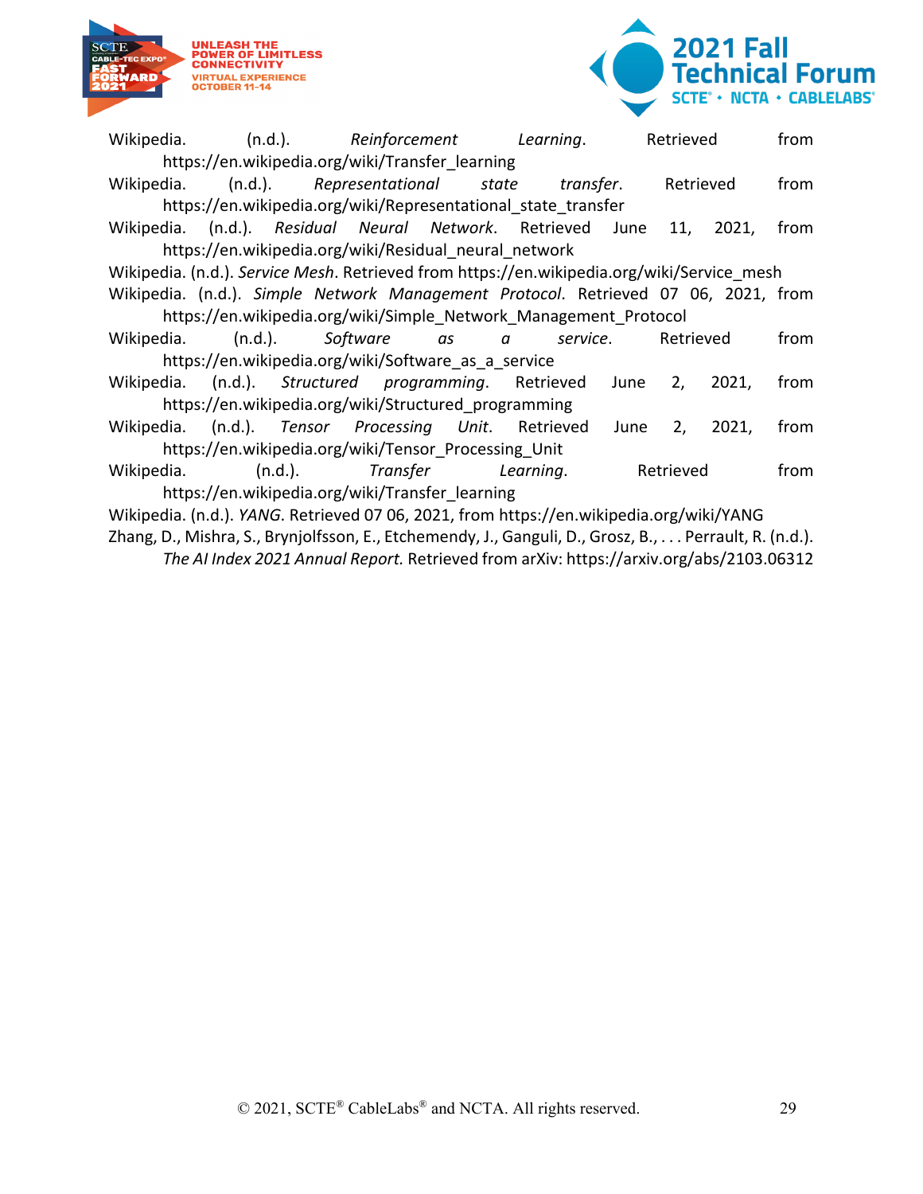Wikipedia. (n.d.). *Reinforcement Learning*. Retrieved from https://en.wikipedia.org/wiki/Transfer_learning

Wikipedia. (n.d.). *Representational state transfer*. Retrieved from https://en.wikipedia.org/wiki/Representational_state_transfer

Wikipedia. (n.d.). *Residual Neural Network*. Retrieved June 11, 2021, from https://en.wikipedia.org/wiki/Residual_neural_network

Wikipedia. (n.d.). *Service Mesh*. Retrieved from https://en.wikipedia.org/wiki/Service_mesh

Wikipedia. (n.d.). *Simple Network Management Protocol*. Retrieved 07 06, 2021, from https://en.wikipedia.org/wiki/Simple_Network_Management_Protocol

Wikipedia. (n.d.). *Software as a service*. Retrieved from https://en.wikipedia.org/wiki/Software_as_a_service

Wikipedia. (n.d.). *Structured programming*. Retrieved June 2, 2021, from https://en.wikipedia.org/wiki/Structured_programming

Wikipedia. (n.d.). *Tensor Processing Unit*. Retrieved June 2, 2021, from https://en.wikipedia.org/wiki/Tensor_Processing_Unit

Wikipedia. (n.d.). *Transfer Learning*. Retrieved from https://en.wikipedia.org/wiki/Transfer_learning

Wikipedia. (n.d.). *YANG*. Retrieved 07 06, 2021, from https://en.wikipedia.org/wiki/YANG

Zhang, D., Mishra, S., Brynjolfsson, E., Etchemendy, J., Ganguli, D., Grosz, B., . . . Perrault, R. (n.d.). *The AI Index 2021 Annual Report.* Retrieved from arXiv: https://arxiv.org/abs/2103.06312